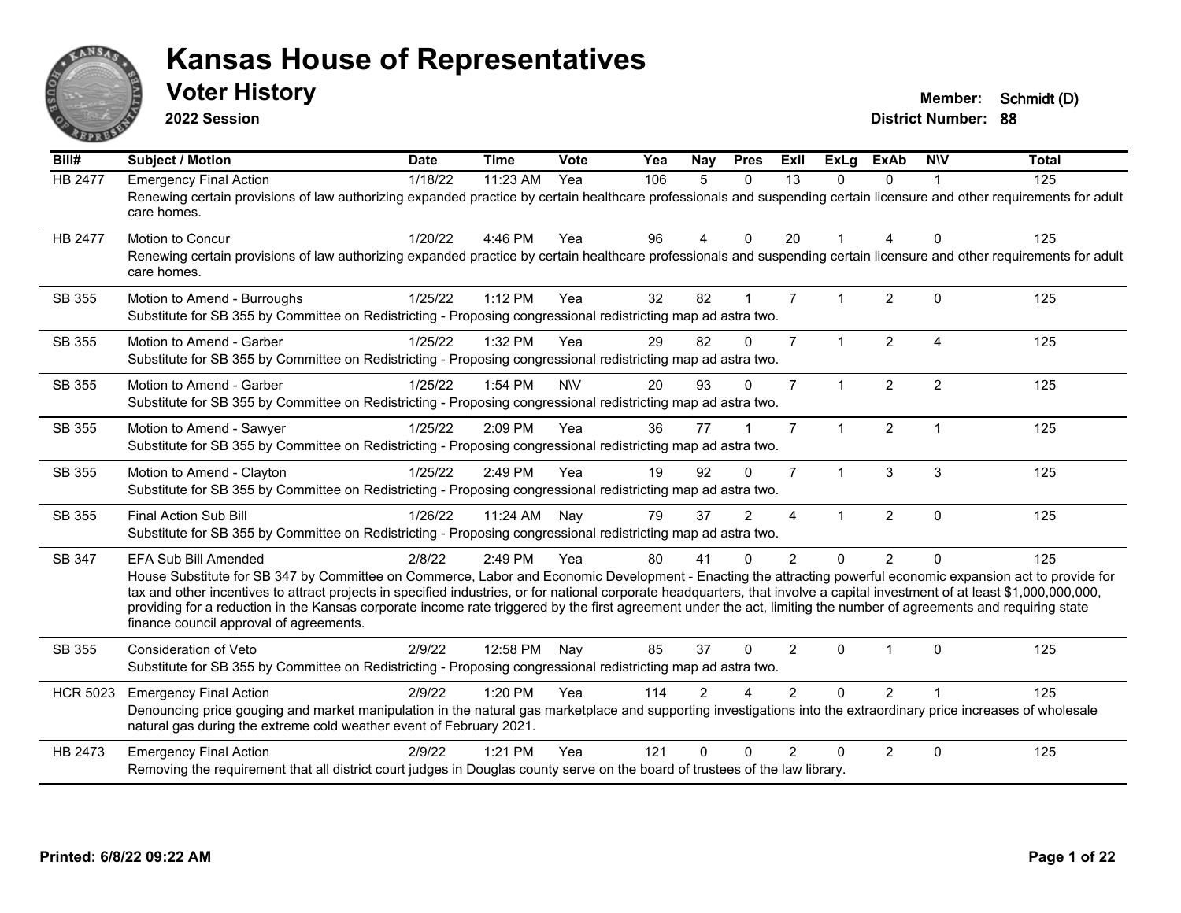# Kansas House of Representatives

## Voter History

**2022 Session**

**Member:** Schmidt (D)
**District Number:** 88

| Bill# | Subject / Motion | Date | Time | Vote | Yea | Nay | Pres | ExII | ExLg | ExAb | N\V | Total |
|---|---|---|---|---|---|---|---|---|---|---|---|---|
| HB 2477 | Emergency Final Action | 1/18/22 | 11:23 AM | Yea | 106 | 5 | 0 | 13 | 0 | 0 | 1 | 125 |
| | Renewing certain provisions of law authorizing expanded practice by certain healthcare professionals and suspending certain licensure and other requirements for adult care homes. | | | | | | | | | | | |
| HB 2477 | Motion to Concur | 1/20/22 | 4:46 PM | Yea | 96 | 4 | 0 | 20 | 1 | 4 | 0 | 125 |
| | Renewing certain provisions of law authorizing expanded practice by certain healthcare professionals and suspending certain licensure and other requirements for adult care homes. | | | | | | | | | | | |
| SB 355 | Motion to Amend - Burroughs | 1/25/22 | 1:12 PM | Yea | 32 | 82 | 1 | 7 | 1 | 2 | 0 | 125 |
| | Substitute for SB 355 by Committee on Redistricting - Proposing congressional redistricting map ad astra two. | | | | | | | | | | | |
| SB 355 | Motion to Amend - Garber | 1/25/22 | 1:32 PM | Yea | 29 | 82 | 0 | 7 | 1 | 2 | 4 | 125 |
| | Substitute for SB 355 by Committee on Redistricting - Proposing congressional redistricting map ad astra two. | | | | | | | | | | | |
| SB 355 | Motion to Amend - Garber | 1/25/22 | 1:54 PM | N\V | 20 | 93 | 0 | 7 | 1 | 2 | 2 | 125 |
| | Substitute for SB 355 by Committee on Redistricting - Proposing congressional redistricting map ad astra two. | | | | | | | | | | | |
| SB 355 | Motion to Amend - Sawyer | 1/25/22 | 2:09 PM | Yea | 36 | 77 | 1 | 7 | 1 | 2 | 1 | 125 |
| | Substitute for SB 355 by Committee on Redistricting - Proposing congressional redistricting map ad astra two. | | | | | | | | | | | |
| SB 355 | Motion to Amend - Clayton | 1/25/22 | 2:49 PM | Yea | 19 | 92 | 0 | 7 | 1 | 3 | 3 | 125 |
| | Substitute for SB 355 by Committee on Redistricting - Proposing congressional redistricting map ad astra two. | | | | | | | | | | | |
| SB 355 | Final Action Sub Bill | 1/26/22 | 11:24 AM | Nay | 79 | 37 | 2 | 4 | 1 | 2 | 0 | 125 |
| | Substitute for SB 355 by Committee on Redistricting - Proposing congressional redistricting map ad astra two. | | | | | | | | | | | |
| SB 347 | EFA Sub Bill Amended | 2/8/22 | 2:49 PM | Yea | 80 | 41 | 0 | 2 | 0 | 2 | 0 | 125 |
| | House Substitute for SB 347 by Committee on Commerce, Labor and Economic Development - Enacting the attracting powerful economic expansion act to provide for tax and other incentives to attract projects in specified industries, or for national corporate headquarters, that involve a capital investment of at least $1,000,000,000, providing for a reduction in the Kansas corporate income rate triggered by the first agreement under the act, limiting the number of agreements and requiring state finance council approval of agreements. | | | | | | | | | | | |
| SB 355 | Consideration of Veto | 2/9/22 | 12:58 PM | Nay | 85 | 37 | 0 | 2 | 0 | 1 | 0 | 125 |
| | Substitute for SB 355 by Committee on Redistricting - Proposing congressional redistricting map ad astra two. | | | | | | | | | | | |
| HCR 5023 | Emergency Final Action | 2/9/22 | 1:20 PM | Yea | 114 | 2 | 4 | 2 | 0 | 2 | 1 | 125 |
| | Denouncing price gouging and market manipulation in the natural gas marketplace and supporting investigations into the extraordinary price increases of wholesale natural gas during the extreme cold weather event of February 2021. | | | | | | | | | | | |
| HB 2473 | Emergency Final Action | 2/9/22 | 1:21 PM | Yea | 121 | 0 | 0 | 2 | 0 | 2 | 0 | 125 |
| | Removing the requirement that all district court judges in Douglas county serve on the board of trustees of the law library. | | | | | | | | | | | |

**Printed: 6/8/22 09:22 AM**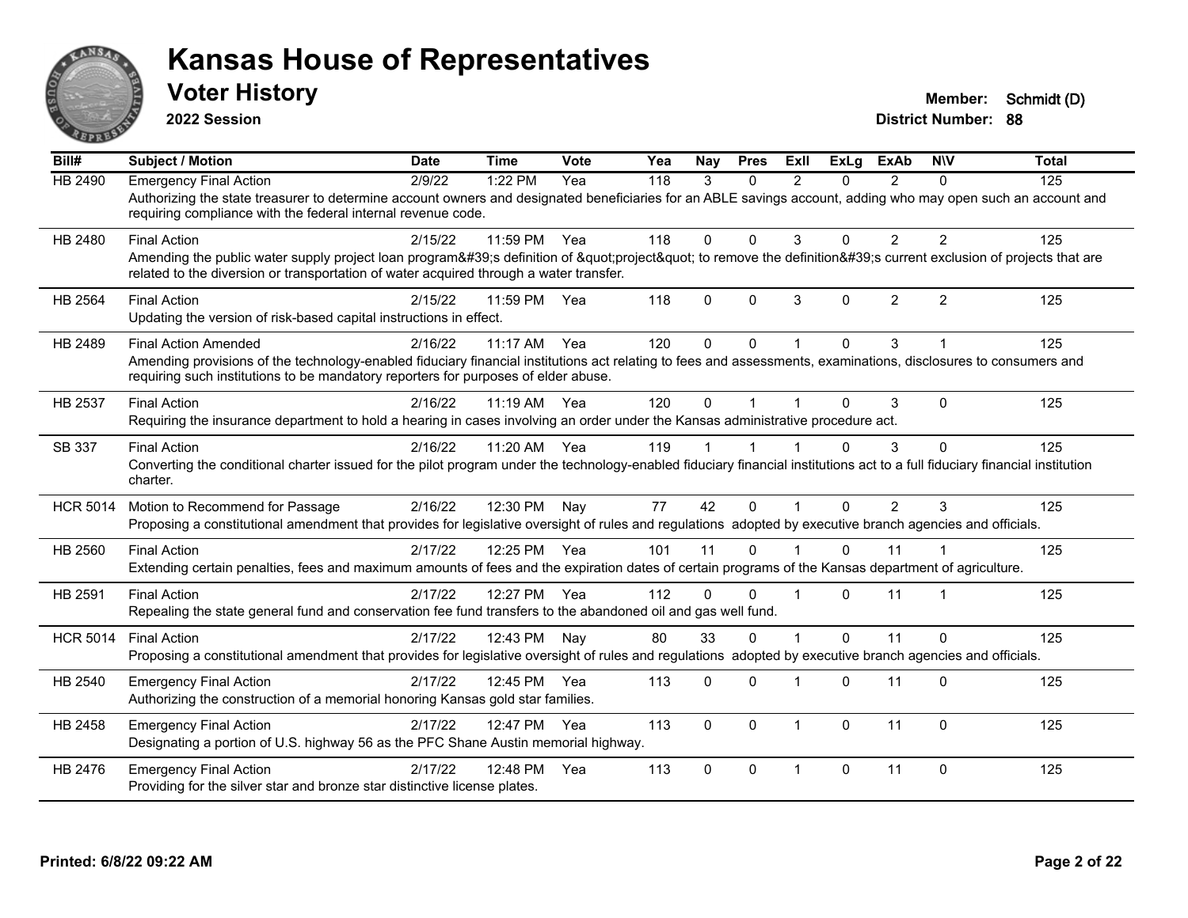# Kansas House of Representatives

## Voter History

**2022 Session**

**Member:** Schmidt (D)
**District Number:** 88

| Bill# | Subject / Motion | Date | Time | Vote | Yea | Nay | Pres | ExII | ExLg | ExAb | N\V | Total |
|---|---|---|---|---|---|---|---|---|---|---|---|---|
| HB 2490 | Emergency Final Action | 2/9/22 | 1:22 PM | Yea | 118 | 3 | 0 | 2 | 0 | 2 | 0 | 125 |
| | Authorizing the state treasurer to determine account owners and designated beneficiaries for an ABLE savings account, adding who may open such an account and requiring compliance with the federal internal revenue code. | | | | | | | | | | | |
| HB 2480 | Final Action | 2/15/22 | 11:59 PM | Yea | 118 | 0 | 0 | 3 | 0 | 2 | 2 | 125 |
| | Amending the public water supply project loan program&#39;s definition of &quot;project&quot; to remove the definition&#39;s current exclusion of projects that are related to the diversion or transportation of water acquired through a water transfer. | | | | | | | | | | | |
| HB 2564 | Final Action | 2/15/22 | 11:59 PM | Yea | 118 | 0 | 0 | 3 | 0 | 2 | 2 | 125 |
| | Updating the version of risk-based capital instructions in effect. | | | | | | | | | | | |
| HB 2489 | Final Action Amended | 2/16/22 | 11:17 AM | Yea | 120 | 0 | 0 | 1 | 0 | 3 | 1 | 125 |
| | Amending provisions of the technology-enabled fiduciary financial institutions act relating to fees and assessments, examinations, disclosures to consumers and requiring such institutions to be mandatory reporters for purposes of elder abuse. | | | | | | | | | | | |
| HB 2537 | Final Action | 2/16/22 | 11:19 AM | Yea | 120 | 0 | 1 | 1 | 0 | 3 | 0 | 125 |
| | Requiring the insurance department to hold a hearing in cases involving an order under the Kansas administrative procedure act. | | | | | | | | | | | |
| SB 337 | Final Action | 2/16/22 | 11:20 AM | Yea | 119 | 1 | 1 | 1 | 0 | 3 | 0 | 125 |
| | Converting the conditional charter issued for the pilot program under the technology-enabled fiduciary financial institutions act to a full fiduciary financial institution charter. | | | | | | | | | | | |
| HCR 5014 | Motion to Recommend for Passage | 2/16/22 | 12:30 PM | Nay | 77 | 42 | 0 | 1 | 0 | 2 | 3 | 125 |
| | Proposing a constitutional amendment that provides for legislative oversight of rules and regulations adopted by executive branch agencies and officials. | | | | | | | | | | | |
| HB 2560 | Final Action | 2/17/22 | 12:25 PM | Yea | 101 | 11 | 0 | 1 | 0 | 11 | 1 | 125 |
| | Extending certain penalties, fees and maximum amounts of fees and the expiration dates of certain programs of the Kansas department of agriculture. | | | | | | | | | | | |
| HB 2591 | Final Action | 2/17/22 | 12:27 PM | Yea | 112 | 0 | 0 | 1 | 0 | 11 | 1 | 125 |
| | Repealing the state general fund and conservation fee fund transfers to the abandoned oil and gas well fund. | | | | | | | | | | | |
| HCR 5014 | Final Action | 2/17/22 | 12:43 PM | Nay | 80 | 33 | 0 | 1 | 0 | 11 | 0 | 125 |
| | Proposing a constitutional amendment that provides for legislative oversight of rules and regulations adopted by executive branch agencies and officials. | | | | | | | | | | | |
| HB 2540 | Emergency Final Action | 2/17/22 | 12:45 PM | Yea | 113 | 0 | 0 | 1 | 0 | 11 | 0 | 125 |
| | Authorizing the construction of a memorial honoring Kansas gold star families. | | | | | | | | | | | |
| HB 2458 | Emergency Final Action | 2/17/22 | 12:47 PM | Yea | 113 | 0 | 0 | 1 | 0 | 11 | 0 | 125 |
| | Designating a portion of U.S. highway 56 as the PFC Shane Austin memorial highway. | | | | | | | | | | | |
| HB 2476 | Emergency Final Action | 2/17/22 | 12:48 PM | Yea | 113 | 0 | 0 | 1 | 0 | 11 | 0 | 125 |
| | Providing for the silver star and bronze star distinctive license plates. | | | | | | | | | | | |

**Printed: 6/8/22 09:22 AM**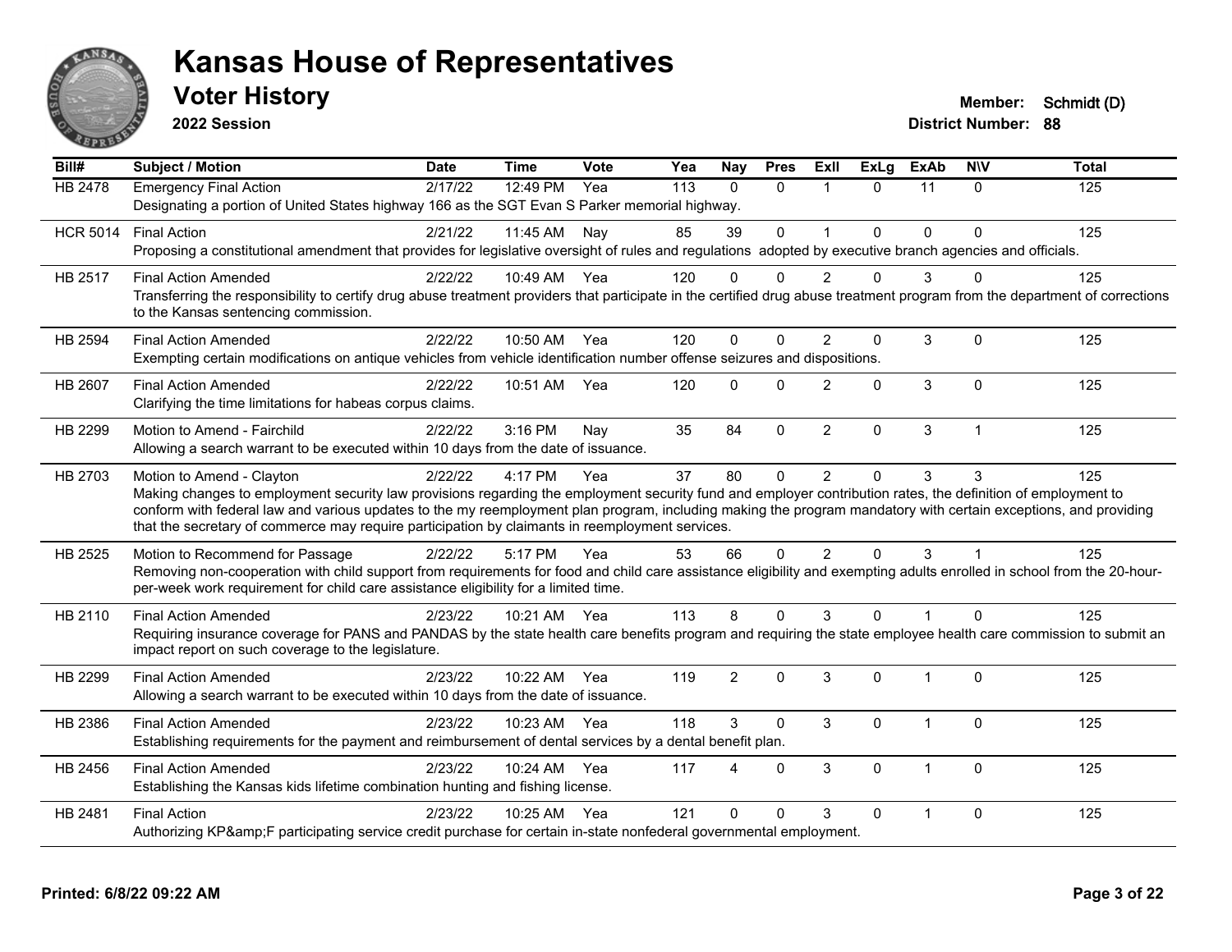# Kansas House of Representatives

## Voter History

**2022 Session**

**Member:** Schmidt (D)
**District Number:** 88

| Bill# | Subject / Motion | Date | Time | Vote | Yea | Nay | Pres | ExII | ExLg | ExAb | N\V | Total |
|---|---|---|---|---|---|---|---|---|---|---|---|---|
| HB 2478 | Emergency Final Action | 2/17/22 | 12:49 PM | Yea | 113 | 0 | 0 | 1 | 0 | 11 | 0 | 125 |
| | Designating a portion of United States highway 166 as the SGT Evan S Parker memorial highway. | | | | | | | | | | | |
| HCR 5014 | Final Action | 2/21/22 | 11:45 AM | Nay | 85 | 39 | 0 | 1 | 0 | 0 | 0 | 125 |
| | Proposing a constitutional amendment that provides for legislative oversight of rules and regulations adopted by executive branch agencies and officials. | | | | | | | | | | | |
| HB 2517 | Final Action Amended | 2/22/22 | 10:49 AM | Yea | 120 | 0 | 0 | 2 | 0 | 3 | 0 | 125 |
| | Transferring the responsibility to certify drug abuse treatment providers that participate in the certified drug abuse treatment program from the department of corrections to the Kansas sentencing commission. | | | | | | | | | | | |
| HB 2594 | Final Action Amended | 2/22/22 | 10:50 AM | Yea | 120 | 0 | 0 | 2 | 0 | 3 | 0 | 125 |
| | Exempting certain modifications on antique vehicles from vehicle identification number offense seizures and dispositions. | | | | | | | | | | | |
| HB 2607 | Final Action Amended | 2/22/22 | 10:51 AM | Yea | 120 | 0 | 0 | 2 | 0 | 3 | 0 | 125 |
| | Clarifying the time limitations for habeas corpus claims. | | | | | | | | | | | |
| HB 2299 | Motion to Amend - Fairchild | 2/22/22 | 3:16 PM | Nay | 35 | 84 | 0 | 2 | 0 | 3 | 1 | 125 |
| | Allowing a search warrant to be executed within 10 days from the date of issuance. | | | | | | | | | | | |
| HB 2703 | Motion to Amend - Clayton | 2/22/22 | 4:17 PM | Yea | 37 | 80 | 0 | 2 | 0 | 3 | 3 | 125 |
| | Making changes to employment security law provisions regarding the employment security fund and employer contribution rates, the definition of employment to conform with federal law and various updates to the my reemployment plan program, including making the program mandatory with certain exceptions, and providing that the secretary of commerce may require participation by claimants in reemployment services. | | | | | | | | | | | |
| HB 2525 | Motion to Recommend for Passage | 2/22/22 | 5:17 PM | Yea | 53 | 66 | 0 | 2 | 0 | 3 | 1 | 125 |
| | Removing non-cooperation with child support from requirements for food and child care assistance eligibility and exempting adults enrolled in school from the 20-hour-per-week work requirement for child care assistance eligibility for a limited time. | | | | | | | | | | | |
| HB 2110 | Final Action Amended | 2/23/22 | 10:21 AM | Yea | 113 | 8 | 0 | 3 | 0 | 1 | 0 | 125 |
| | Requiring insurance coverage for PANS and PANDAS by the state health care benefits program and requiring the state employee health care commission to submit an impact report on such coverage to the legislature. | | | | | | | | | | | |
| HB 2299 | Final Action Amended | 2/23/22 | 10:22 AM | Yea | 119 | 2 | 0 | 3 | 0 | 1 | 0 | 125 |
| | Allowing a search warrant to be executed within 10 days from the date of issuance. | | | | | | | | | | | |
| HB 2386 | Final Action Amended | 2/23/22 | 10:23 AM | Yea | 118 | 3 | 0 | 3 | 0 | 1 | 0 | 125 |
| | Establishing requirements for the payment and reimbursement of dental services by a dental benefit plan. | | | | | | | | | | | |
| HB 2456 | Final Action Amended | 2/23/22 | 10:24 AM | Yea | 117 | 4 | 0 | 3 | 0 | 1 | 0 | 125 |
| | Establishing the Kansas kids lifetime combination hunting and fishing license. | | | | | | | | | | | |
| HB 2481 | Final Action | 2/23/22 | 10:25 AM | Yea | 121 | 0 | 0 | 3 | 0 | 1 | 0 | 125 |
| | Authorizing KP&amp;F participating service credit purchase for certain in-state nonfederal governmental employment. | | | | | | | | | | | |

**Printed: 6/8/22 09:22 AM**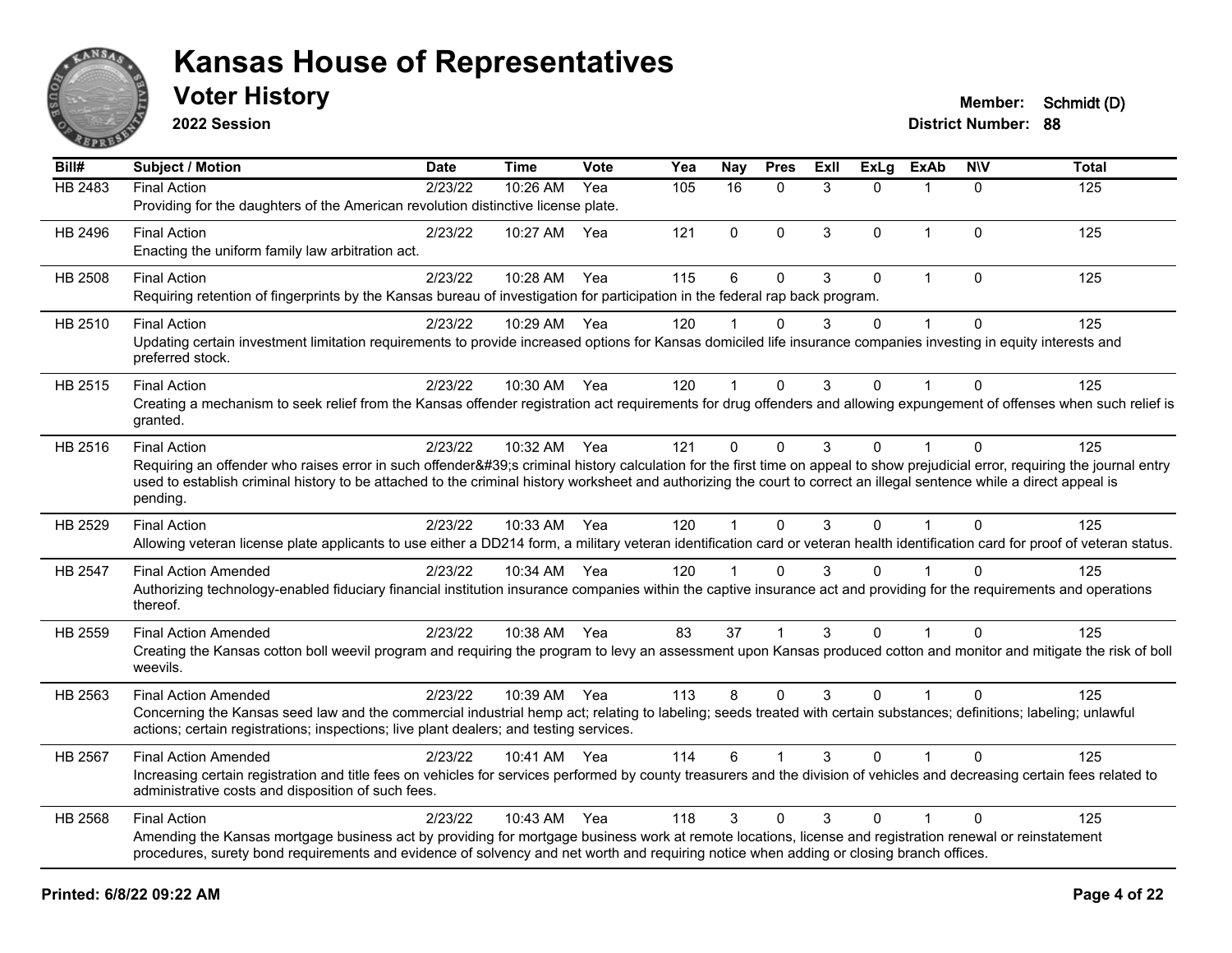# Kansas House of Representatives

## Voter History

**2022 Session**

**Member:** Schmidt (D)
**District Number:** 88

| Bill# | Subject / Motion | Date | Time | Vote | Yea | Nay | Pres | ExII | ExLg | ExAb | N\V | Total |
|---|---|---|---|---|---|---|---|---|---|---|---|---|
| HB 2483 | Final Action | 2/23/22 | 10:26 AM | Yea | 105 | 16 | 0 | 3 | 0 | 1 | 0 | 125 |
| | Providing for the daughters of the American revolution distinctive license plate. | | | | | | | | | | | |
| HB 2496 | Final Action | 2/23/22 | 10:27 AM | Yea | 121 | 0 | 0 | 3 | 0 | 1 | 0 | 125 |
| | Enacting the uniform family law arbitration act. | | | | | | | | | | | |
| HB 2508 | Final Action | 2/23/22 | 10:28 AM | Yea | 115 | 6 | 0 | 3 | 0 | 1 | 0 | 125 |
| | Requiring retention of fingerprints by the Kansas bureau of investigation for participation in the federal rap back program. | | | | | | | | | | | |
| HB 2510 | Final Action | 2/23/22 | 10:29 AM | Yea | 120 | 1 | 0 | 3 | 0 | 1 | 0 | 125 |
| | Updating certain investment limitation requirements to provide increased options for Kansas domiciled life insurance companies investing in equity interests and preferred stock. | | | | | | | | | | | |
| HB 2515 | Final Action | 2/23/22 | 10:30 AM | Yea | 120 | 1 | 0 | 3 | 0 | 1 | 0 | 125 |
| | Creating a mechanism to seek relief from the Kansas offender registration act requirements for drug offenders and allowing expungement of offenses when such relief is granted. | | | | | | | | | | | |
| HB 2516 | Final Action | 2/23/22 | 10:32 AM | Yea | 121 | 0 | 0 | 3 | 0 | 1 | 0 | 125 |
| | Requiring an offender who raises error in such offender&#39;s criminal history calculation for the first time on appeal to show prejudicial error, requiring the journal entry used to establish criminal history to be attached to the criminal history worksheet and authorizing the court to correct an illegal sentence while a direct appeal is pending. | | | | | | | | | | | |
| HB 2529 | Final Action | 2/23/22 | 10:33 AM | Yea | 120 | 1 | 0 | 3 | 0 | 1 | 0 | 125 |
| | Allowing veteran license plate applicants to use either a DD214 form, a military veteran identification card or veteran health identification card for proof of veteran status. | | | | | | | | | | | |
| HB 2547 | Final Action Amended | 2/23/22 | 10:34 AM | Yea | 120 | 1 | 0 | 3 | 0 | 1 | 0 | 125 |
| | Authorizing technology-enabled fiduciary financial institution insurance companies within the captive insurance act and providing for the requirements and operations thereof. | | | | | | | | | | | |
| HB 2559 | Final Action Amended | 2/23/22 | 10:38 AM | Yea | 83 | 37 | 1 | 3 | 0 | 1 | 0 | 125 |
| | Creating the Kansas cotton boll weevil program and requiring the program to levy an assessment upon Kansas produced cotton and monitor and mitigate the risk of boll weevils. | | | | | | | | | | | |
| HB 2563 | Final Action Amended | 2/23/22 | 10:39 AM | Yea | 113 | 8 | 0 | 3 | 0 | 1 | 0 | 125 |
| | Concerning the Kansas seed law and the commercial industrial hemp act; relating to labeling; seeds treated with certain substances; definitions; labeling; unlawful actions; certain registrations; inspections; live plant dealers; and testing services. | | | | | | | | | | | |
| HB 2567 | Final Action Amended | 2/23/22 | 10:41 AM | Yea | 114 | 6 | 1 | 3 | 0 | 1 | 0 | 125 |
| | Increasing certain registration and title fees on vehicles for services performed by county treasurers and the division of vehicles and decreasing certain fees related to administrative costs and disposition of such fees. | | | | | | | | | | | |
| HB 2568 | Final Action | 2/23/22 | 10:43 AM | Yea | 118 | 3 | 0 | 3 | 0 | 1 | 0 | 125 |
| | Amending the Kansas mortgage business act by providing for mortgage business work at remote locations, license and registration renewal or reinstatement procedures, surety bond requirements and evidence of solvency and net worth and requiring notice when adding or closing branch offices. | | | | | | | | | | | |

**Printed: 6/8/22 09:22 AM**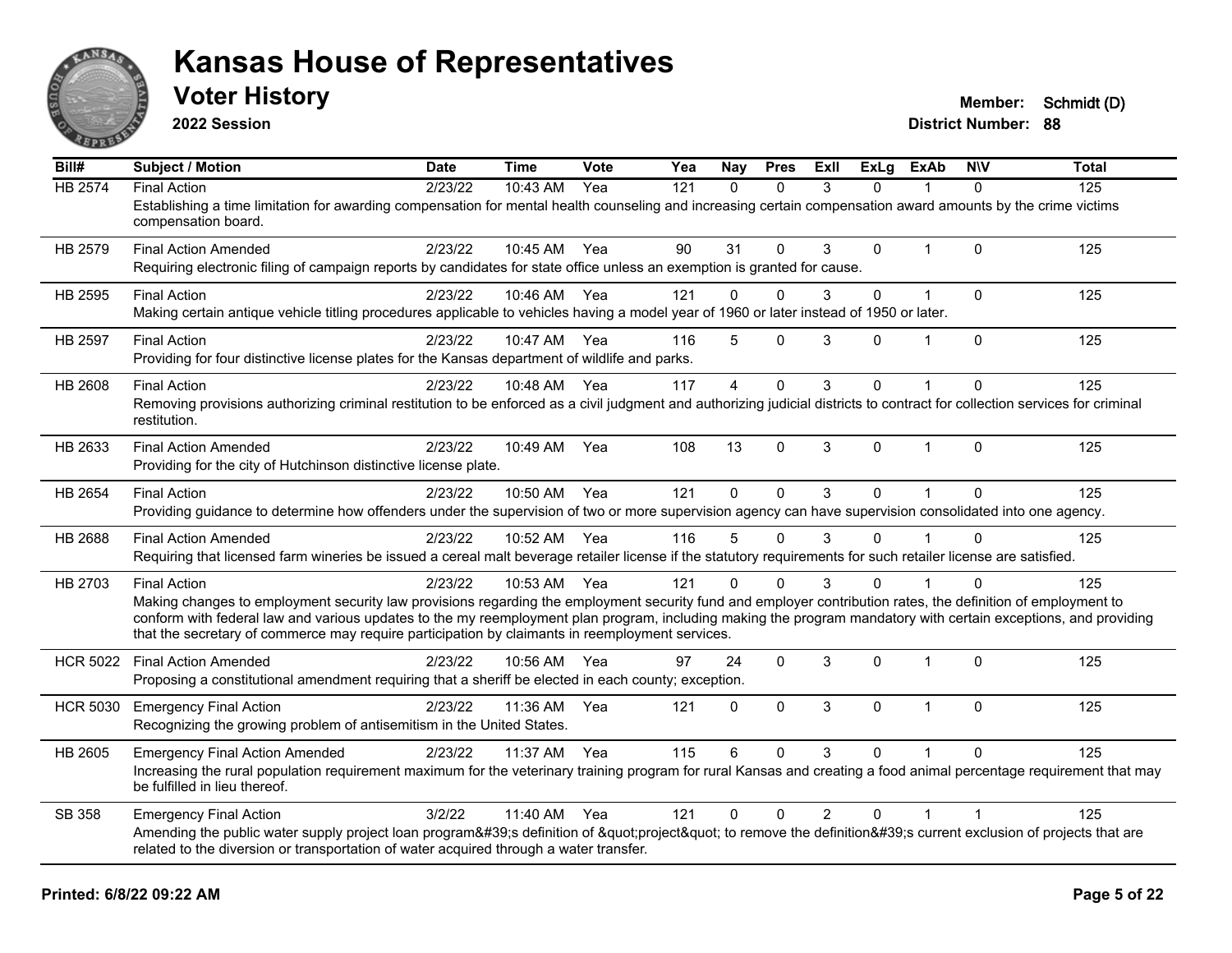# Kansas House of Representatives

## Voter History

**2022 Session**

**Member:** Schmidt (D)
**District Number:** 88

| Bill# | Subject / Motion | Date | Time | Vote | Yea | Nay | Pres | ExII | ExLg | ExAb | N\V | Total |
|---|---|---|---|---|---|---|---|---|---|---|---|---|
| HB 2574 | Final Action | 2/23/22 | 10:43 AM | Yea | 121 | 0 | 0 | 3 | 0 | 1 | 0 | 125 |
| | Establishing a time limitation for awarding compensation for mental health counseling and increasing certain compensation award amounts by the crime victims compensation board. | | | | | | | | | | | |
| HB 2579 | Final Action Amended | 2/23/22 | 10:45 AM | Yea | 90 | 31 | 0 | 3 | 0 | 1 | 0 | 125 |
| | Requiring electronic filing of campaign reports by candidates for state office unless an exemption is granted for cause. | | | | | | | | | | | |
| HB 2595 | Final Action | 2/23/22 | 10:46 AM | Yea | 121 | 0 | 0 | 3 | 0 | 1 | 0 | 125 |
| | Making certain antique vehicle titling procedures applicable to vehicles having a model year of 1960 or later instead of 1950 or later. | | | | | | | | | | | |
| HB 2597 | Final Action | 2/23/22 | 10:47 AM | Yea | 116 | 5 | 0 | 3 | 0 | 1 | 0 | 125 |
| | Providing for four distinctive license plates for the Kansas department of wildlife and parks. | | | | | | | | | | | |
| HB 2608 | Final Action | 2/23/22 | 10:48 AM | Yea | 117 | 4 | 0 | 3 | 0 | 1 | 0 | 125 |
| | Removing provisions authorizing criminal restitution to be enforced as a civil judgment and authorizing judicial districts to contract for collection services for criminal restitution. | | | | | | | | | | | |
| HB 2633 | Final Action Amended | 2/23/22 | 10:49 AM | Yea | 108 | 13 | 0 | 3 | 0 | 1 | 0 | 125 |
| | Providing for the city of Hutchinson distinctive license plate. | | | | | | | | | | | |
| HB 2654 | Final Action | 2/23/22 | 10:50 AM | Yea | 121 | 0 | 0 | 3 | 0 | 1 | 0 | 125 |
| | Providing guidance to determine how offenders under the supervision of two or more supervision agency can have supervision consolidated into one agency. | | | | | | | | | | | |
| HB 2688 | Final Action Amended | 2/23/22 | 10:52 AM | Yea | 116 | 5 | 0 | 3 | 0 | 1 | 0 | 125 |
| | Requiring that licensed farm wineries be issued a cereal malt beverage retailer license if the statutory requirements for such retailer license are satisfied. | | | | | | | | | | | |
| HB 2703 | Final Action | 2/23/22 | 10:53 AM | Yea | 121 | 0 | 0 | 3 | 0 | 1 | 0 | 125 |
| | Making changes to employment security law provisions regarding the employment security fund and employer contribution rates, the definition of employment to conform with federal law and various updates to the my reemployment plan program, including making the program mandatory with certain exceptions, and providing that the secretary of commerce may require participation by claimants in reemployment services. | | | | | | | | | | | |
| HCR 5022 | Final Action Amended | 2/23/22 | 10:56 AM | Yea | 97 | 24 | 0 | 3 | 0 | 1 | 0 | 125 |
| | Proposing a constitutional amendment requiring that a sheriff be elected in each county; exception. | | | | | | | | | | | |
| HCR 5030 | Emergency Final Action | 2/23/22 | 11:36 AM | Yea | 121 | 0 | 0 | 3 | 0 | 1 | 0 | 125 |
| | Recognizing the growing problem of antisemitism in the United States. | | | | | | | | | | | |
| HB 2605 | Emergency Final Action Amended | 2/23/22 | 11:37 AM | Yea | 115 | 6 | 0 | 3 | 0 | 1 | 0 | 125 |
| | Increasing the rural population requirement maximum for the veterinary training program for rural Kansas and creating a food animal percentage requirement that may be fulfilled in lieu thereof. | | | | | | | | | | | |
| SB 358 | Emergency Final Action | 3/2/22 | 11:40 AM | Yea | 121 | 0 | 0 | 2 | 0 | 1 | 1 | 125 |
| | Amending the public water supply project loan program&#39;s definition of &quot;project&quot; to remove the definition&#39;s current exclusion of projects that are related to the diversion or transportation of water acquired through a water transfer. | | | | | | | | | | | |

**Printed: 6/8/22 09:22 AM**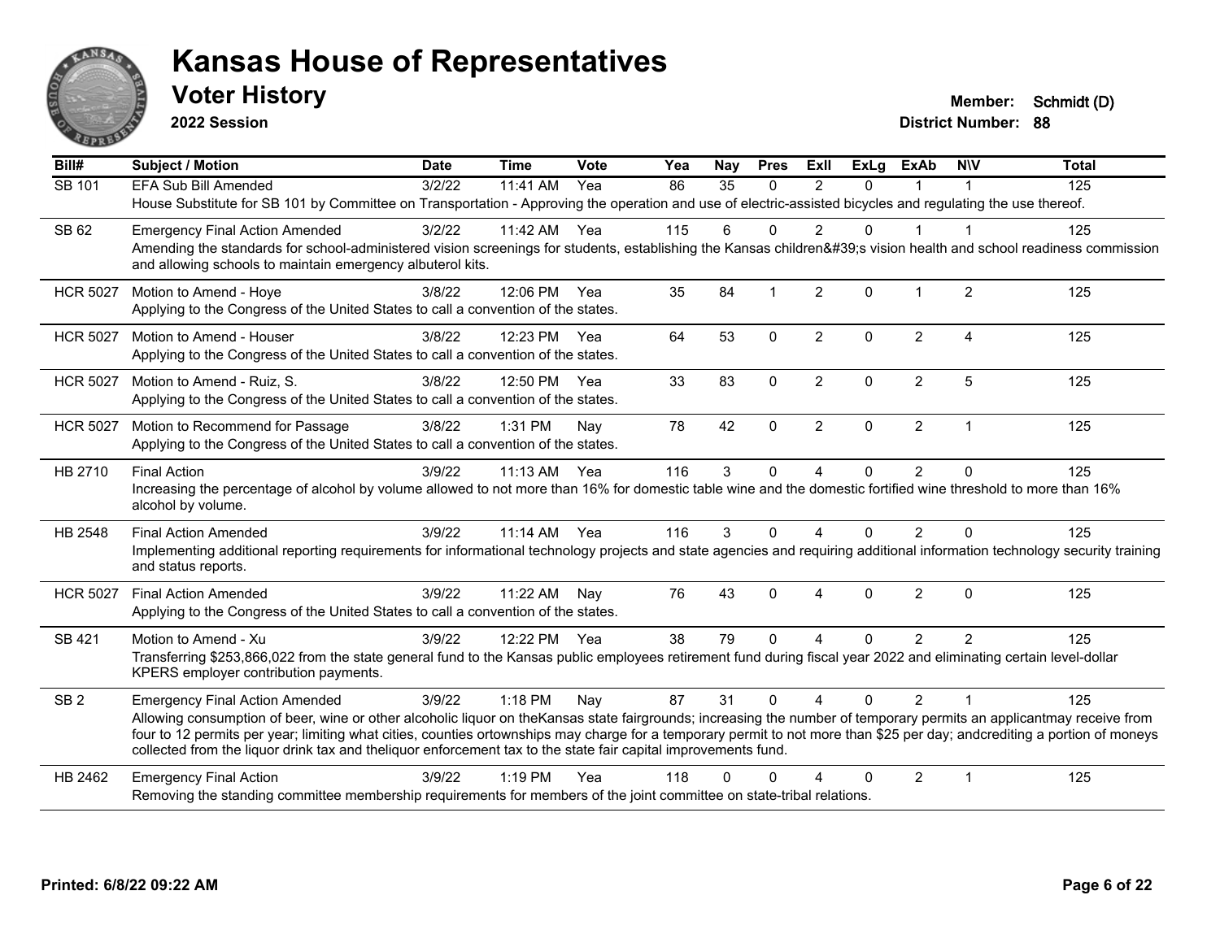# Kansas House of Representatives

## Voter History

**2022 Session**

**Member:** Schmidt (D)
**District Number:** 88

| Bill# | Subject / Motion | Date | Time | Vote | Yea | Nay | Pres | ExII | ExLg | ExAb | N\V | Total |
|---|---|---|---|---|---|---|---|---|---|---|---|---|
| SB 101 | EFA Sub Bill Amended | 3/2/22 | 11:41 AM | Yea | 86 | 35 | 0 | 2 | 0 | 1 | 1 | 125 |
| | House Substitute for SB 101 by Committee on Transportation - Approving the operation and use of electric-assisted bicycles and regulating the use thereof. | | | | | | | | | | | |
| SB 62 | Emergency Final Action Amended | 3/2/22 | 11:42 AM | Yea | 115 | 6 | 0 | 2 | 0 | 1 | 1 | 125 |
| | Amending the standards for school-administered vision screenings for students, establishing the Kansas children&#39;s vision health and school readiness commission and allowing schools to maintain emergency albuterol kits. | | | | | | | | | | | |
| HCR 5027 | Motion to Amend - Hoye | 3/8/22 | 12:06 PM | Yea | 35 | 84 | 1 | 2 | 0 | 1 | 2 | 125 |
| | Applying to the Congress of the United States to call a convention of the states. | | | | | | | | | | | |
| HCR 5027 | Motion to Amend - Houser | 3/8/22 | 12:23 PM | Yea | 64 | 53 | 0 | 2 | 0 | 2 | 4 | 125 |
| | Applying to the Congress of the United States to call a convention of the states. | | | | | | | | | | | |
| HCR 5027 | Motion to Amend - Ruiz, S. | 3/8/22 | 12:50 PM | Yea | 33 | 83 | 0 | 2 | 0 | 2 | 5 | 125 |
| | Applying to the Congress of the United States to call a convention of the states. | | | | | | | | | | | |
| HCR 5027 | Motion to Recommend for Passage | 3/8/22 | 1:31 PM | Nay | 78 | 42 | 0 | 2 | 0 | 2 | 1 | 125 |
| | Applying to the Congress of the United States to call a convention of the states. | | | | | | | | | | | |
| HB 2710 | Final Action | 3/9/22 | 11:13 AM | Yea | 116 | 3 | 0 | 4 | 0 | 2 | 0 | 125 |
| | Increasing the percentage of alcohol by volume allowed to not more than 16% for domestic table wine and the domestic fortified wine threshold to more than 16% alcohol by volume. | | | | | | | | | | | |
| HB 2548 | Final Action Amended | 3/9/22 | 11:14 AM | Yea | 116 | 3 | 0 | 4 | 0 | 2 | 0 | 125 |
| | Implementing additional reporting requirements for informational technology projects and state agencies and requiring additional information technology security training and status reports. | | | | | | | | | | | |
| HCR 5027 | Final Action Amended | 3/9/22 | 11:22 AM | Nay | 76 | 43 | 0 | 4 | 0 | 2 | 0 | 125 |
| | Applying to the Congress of the United States to call a convention of the states. | | | | | | | | | | | |
| SB 421 | Motion to Amend - Xu | 3/9/22 | 12:22 PM | Yea | 38 | 79 | 0 | 4 | 0 | 2 | 2 | 125 |
| | Transferring $253,866,022 from the state general fund to the Kansas public employees retirement fund during fiscal year 2022 and eliminating certain level-dollar KPERS employer contribution payments. | | | | | | | | | | | |
| SB 2 | Emergency Final Action Amended | 3/9/22 | 1:18 PM | Nay | 87 | 31 | 0 | 4 | 0 | 2 | 1 | 125 |
| | Allowing consumption of beer, wine or other alcoholic liquor on theKansas state fairgrounds; increasing the number of temporary permits an applicantmay receive from four to 12 permits per year; limiting what cities, counties ortownships may charge for a temporary permit to not more than $25 per day; andcrediting a portion of moneys collected from the liquor drink tax and theliquor enforcement tax to the state fair capital improvements fund. | | | | | | | | | | | |
| HB 2462 | Emergency Final Action | 3/9/22 | 1:19 PM | Yea | 118 | 0 | 0 | 4 | 0 | 2 | 1 | 125 |
| | Removing the standing committee membership requirements for members of the joint committee on state-tribal relations. | | | | | | | | | | | |

**Printed: 6/8/22 09:22 AM**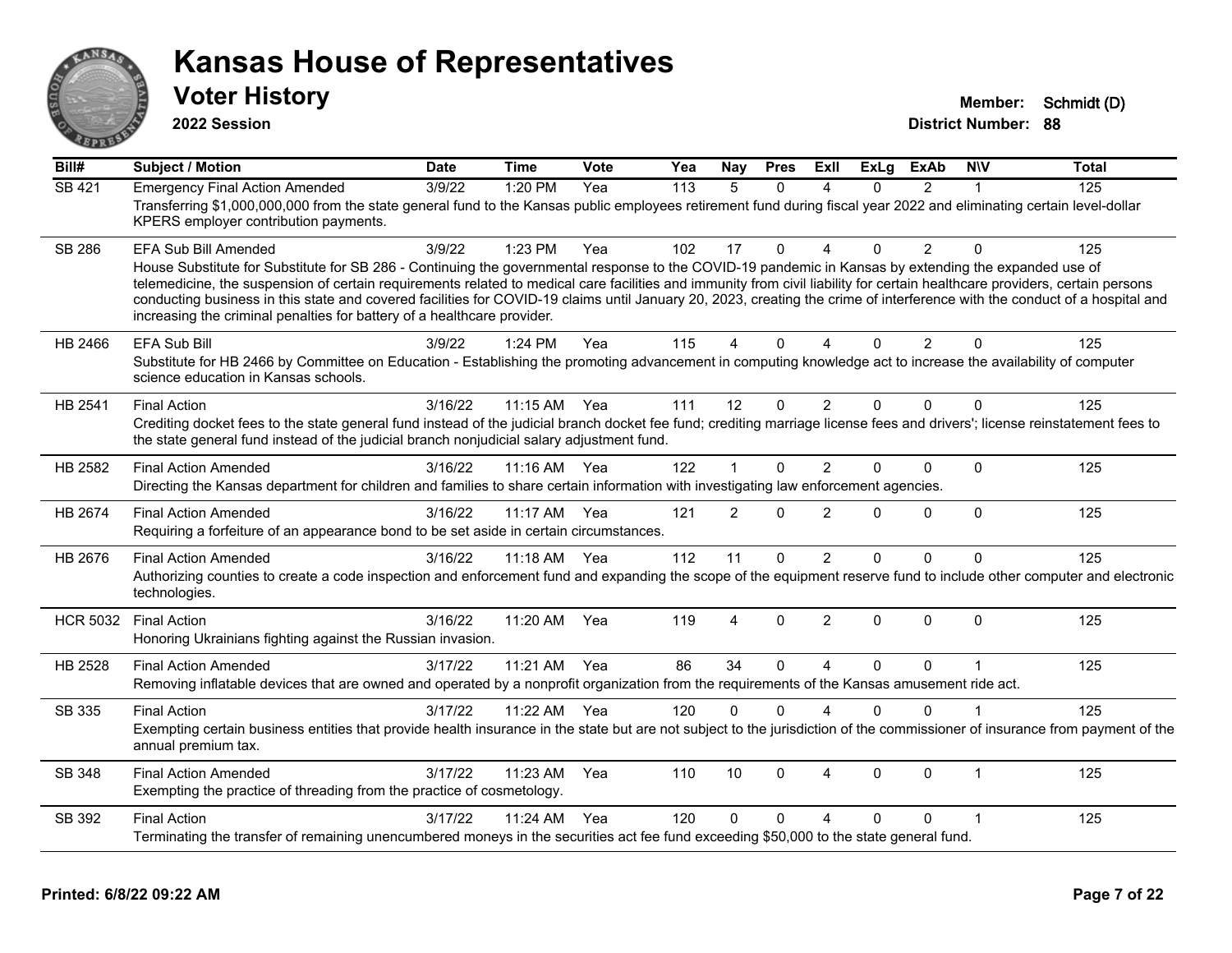# Kansas House of Representatives

## Voter History

**2022 Session**

**Member:** Schmidt (D)
**District Number:** 88

| Bill# | Subject / Motion | Date | Time | Vote | Yea | Nay | Pres | ExII | ExLg | ExAb | N\V | Total |
|---|---|---|---|---|---|---|---|---|---|---|---|---|
| SB 421 | Emergency Final Action Amended | 3/9/22 | 1:20 PM | Yea | 113 | 5 | 0 | 4 | 0 | 2 | 1 | 125 |
| | Transferring $1,000,000,000 from the state general fund to the Kansas public employees retirement fund during fiscal year 2022 and eliminating certain level-dollar KPERS employer contribution payments. | | | | | | | | | | | |
| SB 286 | EFA Sub Bill Amended | 3/9/22 | 1:23 PM | Yea | 102 | 17 | 0 | 4 | 0 | 2 | 0 | 125 |
| | House Substitute for Substitute for SB 286 - Continuing the governmental response to the COVID-19 pandemic in Kansas by extending the expanded use of telemedicine, the suspension of certain requirements related to medical care facilities and immunity from civil liability for certain healthcare providers, certain persons conducting business in this state and covered facilities for COVID-19 claims until January 20, 2023, creating the crime of interference with the conduct of a hospital and increasing the criminal penalties for battery of a healthcare provider. | | | | | | | | | | | |
| HB 2466 | EFA Sub Bill | 3/9/22 | 1:24 PM | Yea | 115 | 4 | 0 | 4 | 0 | 2 | 0 | 125 |
| | Substitute for HB 2466 by Committee on Education - Establishing the promoting advancement in computing knowledge act to increase the availability of computer science education in Kansas schools. | | | | | | | | | | | |
| HB 2541 | Final Action | 3/16/22 | 11:15 AM | Yea | 111 | 12 | 0 | 2 | 0 | 0 | 0 | 125 |
| | Crediting docket fees to the state general fund instead of the judicial branch docket fee fund; crediting marriage license fees and drivers'; license reinstatement fees to the state general fund instead of the judicial branch nonjudicial salary adjustment fund. | | | | | | | | | | | |
| HB 2582 | Final Action Amended | 3/16/22 | 11:16 AM | Yea | 122 | 1 | 0 | 2 | 0 | 0 | 0 | 125 |
| | Directing the Kansas department for children and families to share certain information with investigating law enforcement agencies. | | | | | | | | | | | |
| HB 2674 | Final Action Amended | 3/16/22 | 11:17 AM | Yea | 121 | 2 | 0 | 2 | 0 | 0 | 0 | 125 |
| | Requiring a forfeiture of an appearance bond to be set aside in certain circumstances. | | | | | | | | | | | |
| HB 2676 | Final Action Amended | 3/16/22 | 11:18 AM | Yea | 112 | 11 | 0 | 2 | 0 | 0 | 0 | 125 |
| | Authorizing counties to create a code inspection and enforcement fund and expanding the scope of the equipment reserve fund to include other computer and electronic technologies. | | | | | | | | | | | |
| HCR 5032 | Final Action | 3/16/22 | 11:20 AM | Yea | 119 | 4 | 0 | 2 | 0 | 0 | 0 | 125 |
| | Honoring Ukrainians fighting against the Russian invasion. | | | | | | | | | | | |
| HB 2528 | Final Action Amended | 3/17/22 | 11:21 AM | Yea | 86 | 34 | 0 | 4 | 0 | 0 | 1 | 125 |
| | Removing inflatable devices that are owned and operated by a nonprofit organization from the requirements of the Kansas amusement ride act. | | | | | | | | | | | |
| SB 335 | Final Action | 3/17/22 | 11:22 AM | Yea | 120 | 0 | 0 | 4 | 0 | 0 | 1 | 125 |
| | Exempting certain business entities that provide health insurance in the state but are not subject to the jurisdiction of the commissioner of insurance from payment of the annual premium tax. | | | | | | | | | | | |
| SB 348 | Final Action Amended | 3/17/22 | 11:23 AM | Yea | 110 | 10 | 0 | 4 | 0 | 0 | 1 | 125 |
| | Exempting the practice of threading from the practice of cosmetology. | | | | | | | | | | | |
| SB 392 | Final Action | 3/17/22 | 11:24 AM | Yea | 120 | 0 | 0 | 4 | 0 | 0 | 1 | 125 |
| | Terminating the transfer of remaining unencumbered moneys in the securities act fee fund exceeding $50,000 to the state general fund. | | | | | | | | | | | |

**Printed: 6/8/22 09:22 AM**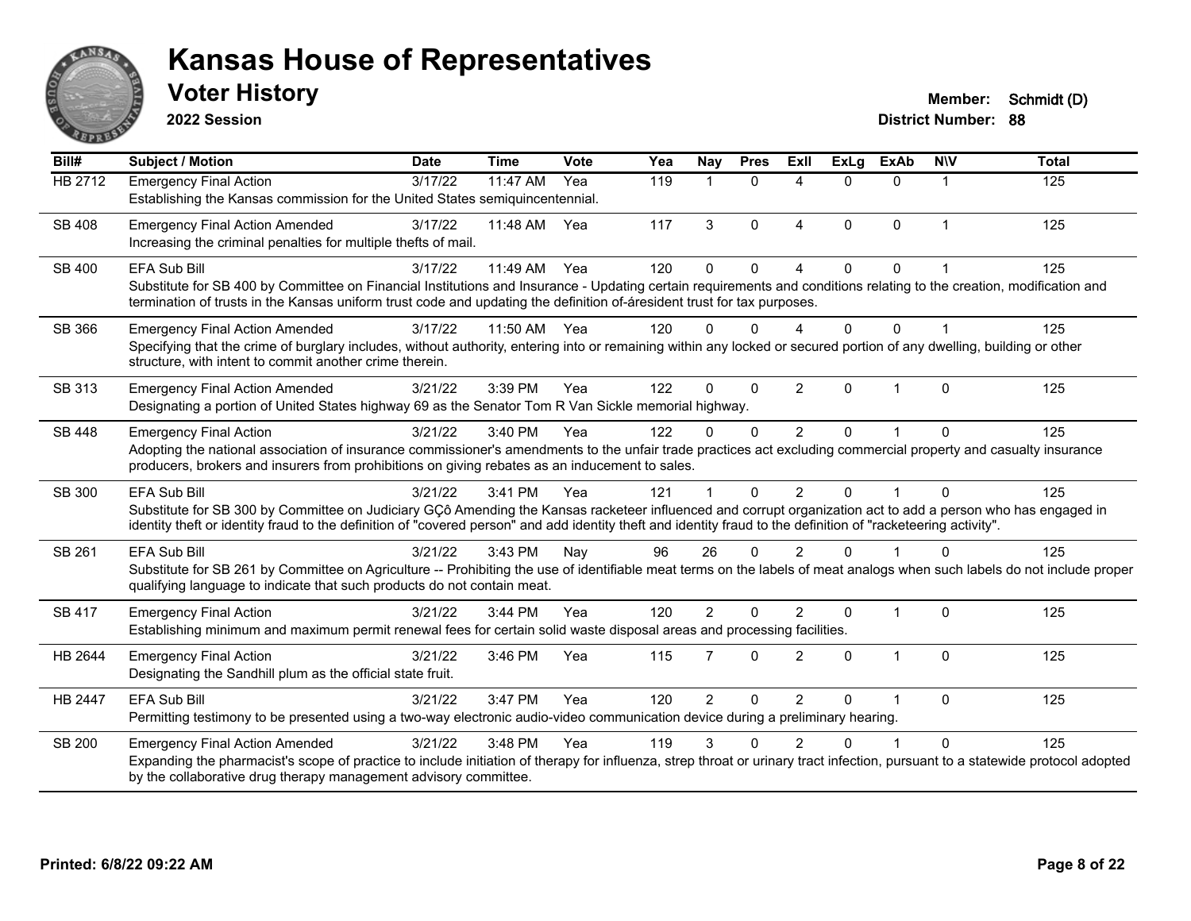# Kansas House of Representatives

## Voter History

**2022 Session**

**Member:** Schmidt (D)
**District Number:** 88

| Bill# | Subject / Motion | Date | Time | Vote | Yea | Nay | Pres | ExII | ExLg | ExAb | N\V | Total |
|---|---|---|---|---|---|---|---|---|---|---|---|---|
| HB 2712 | Emergency Final Action<br>Establishing the Kansas commission for the United States semiquincentennial. | 3/17/22 | 11:47 AM | Yea | 119 | 1 | 0 | 4 | 0 | 0 | 1 | 125 |
| SB 408 | Emergency Final Action Amended<br>Increasing the criminal penalties for multiple thefts of mail. | 3/17/22 | 11:48 AM | Yea | 117 | 3 | 0 | 4 | 0 | 0 | 1 | 125 |
| SB 400 | EFA Sub Bill<br>Substitute for SB 400 by Committee on Financial Institutions and Insurance - Updating certain requirements and conditions relating to the creation, modification and termination of trusts in the Kansas uniform trust code and updating the definition of-áresident trust for tax purposes. | 3/17/22 | 11:49 AM | Yea | 120 | 0 | 0 | 4 | 0 | 0 | 1 | 125 |
| SB 366 | Emergency Final Action Amended<br>Specifying that the crime of burglary includes, without authority, entering into or remaining within any locked or secured portion of any dwelling, building or other structure, with intent to commit another crime therein. | 3/17/22 | 11:50 AM | Yea | 120 | 0 | 0 | 4 | 0 | 0 | 1 | 125 |
| SB 313 | Emergency Final Action Amended<br>Designating a portion of United States highway 69 as the Senator Tom R Van Sickle memorial highway. | 3/21/22 | 3:39 PM | Yea | 122 | 0 | 0 | 2 | 0 | 1 | 0 | 125 |
| SB 448 | Emergency Final Action<br>Adopting the national association of insurance commissioner's amendments to the unfair trade practices act excluding commercial property and casualty insurance producers, brokers and insurers from prohibitions on giving rebates as an inducement to sales. | 3/21/22 | 3:40 PM | Yea | 122 | 0 | 0 | 2 | 0 | 1 | 0 | 125 |
| SB 300 | EFA Sub Bill<br>Substitute for SB 300 by Committee on Judiciary GÇô Amending the Kansas racketeer influenced and corrupt organization act to add a person who has engaged in identity theft or identity fraud to the definition of "covered person" and add identity theft and identity fraud to the definition of "racketeering activity". | 3/21/22 | 3:41 PM | Yea | 121 | 1 | 0 | 2 | 0 | 1 | 0 | 125 |
| SB 261 | EFA Sub Bill<br>Substitute for SB 261 by Committee on Agriculture -- Prohibiting the use of identifiable meat terms on the labels of meat analogs when such labels do not include proper qualifying language to indicate that such products do not contain meat. | 3/21/22 | 3:43 PM | Nay | 96 | 26 | 0 | 2 | 0 | 1 | 0 | 125 |
| SB 417 | Emergency Final Action<br>Establishing minimum and maximum permit renewal fees for certain solid waste disposal areas and processing facilities. | 3/21/22 | 3:44 PM | Yea | 120 | 2 | 0 | 2 | 0 | 1 | 0 | 125 |
| HB 2644 | Emergency Final Action<br>Designating the Sandhill plum as the official state fruit. | 3/21/22 | 3:46 PM | Yea | 115 | 7 | 0 | 2 | 0 | 1 | 0 | 125 |
| HB 2447 | EFA Sub Bill<br>Permitting testimony to be presented using a two-way electronic audio-video communication device during a preliminary hearing. | 3/21/22 | 3:47 PM | Yea | 120 | 2 | 0 | 2 | 0 | 1 | 0 | 125 |
| SB 200 | Emergency Final Action Amended<br>Expanding the pharmacist's scope of practice to include initiation of therapy for influenza, strep throat or urinary tract infection, pursuant to a statewide protocol adopted by the collaborative drug therapy management advisory committee. | 3/21/22 | 3:48 PM | Yea | 119 | 3 | 0 | 2 | 0 | 1 | 0 | 125 |

**Printed: 6/8/22 09:22 AM**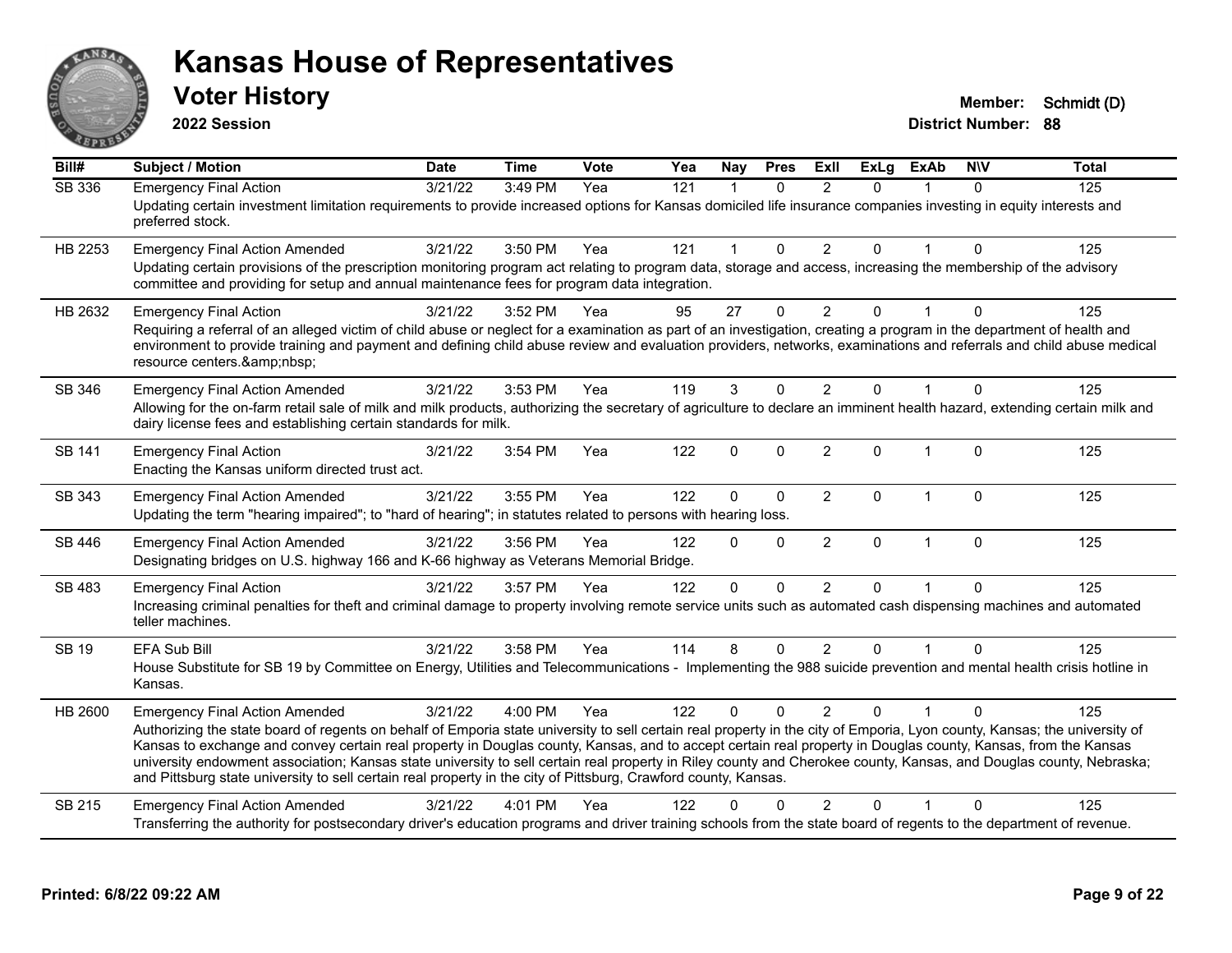# Kansas House of Representatives

## Voter History

**2022 Session**

**Member:** Schmidt (D)
**District Number:** 88

| Bill# | Subject / Motion | Date | Time | Vote | Yea | Nay | Pres | ExII | ExLg | ExAb | N\V | Total |
|---|---|---|---|---|---|---|---|---|---|---|---|---|
| SB 336 | Emergency Final Action | 3/21/22 | 3:49 PM | Yea | 121 | 1 | 0 | 2 | 0 | 1 | 0 | 125 |
| | Updating certain investment limitation requirements to provide increased options for Kansas domiciled life insurance companies investing in equity interests and preferred stock. | | | | | | | | | | | |
| HB 2253 | Emergency Final Action Amended | 3/21/22 | 3:50 PM | Yea | 121 | 1 | 0 | 2 | 0 | 1 | 0 | 125 |
| | Updating certain provisions of the prescription monitoring program act relating to program data, storage and access, increasing the membership of the advisory committee and providing for setup and annual maintenance fees for program data integration. | | | | | | | | | | | |
| HB 2632 | Emergency Final Action | 3/21/22 | 3:52 PM | Yea | 95 | 27 | 0 | 2 | 0 | 1 | 0 | 125 |
| | Requiring a referral of an alleged victim of child abuse or neglect for a examination as part of an investigation, creating a program in the department of health and environment to provide training and payment and defining child abuse review and evaluation providers, networks, examinations and referrals and child abuse medical resource centers.&amp;nbsp; | | | | | | | | | | | |
| SB 346 | Emergency Final Action Amended | 3/21/22 | 3:53 PM | Yea | 119 | 3 | 0 | 2 | 0 | 1 | 0 | 125 |
| | Allowing for the on-farm retail sale of milk and milk products, authorizing the secretary of agriculture to declare an imminent health hazard, extending certain milk and dairy license fees and establishing certain standards for milk. | | | | | | | | | | | |
| SB 141 | Emergency Final Action | 3/21/22 | 3:54 PM | Yea | 122 | 0 | 0 | 2 | 0 | 1 | 0 | 125 |
| | Enacting the Kansas uniform directed trust act. | | | | | | | | | | | |
| SB 343 | Emergency Final Action Amended | 3/21/22 | 3:55 PM | Yea | 122 | 0 | 0 | 2 | 0 | 1 | 0 | 125 |
| | Updating the term "hearing impaired"; to "hard of hearing"; in statutes related to persons with hearing loss. | | | | | | | | | | | |
| SB 446 | Emergency Final Action Amended | 3/21/22 | 3:56 PM | Yea | 122 | 0 | 0 | 2 | 0 | 1 | 0 | 125 |
| | Designating bridges on U.S. highway 166 and K-66 highway as Veterans Memorial Bridge. | | | | | | | | | | | |
| SB 483 | Emergency Final Action | 3/21/22 | 3:57 PM | Yea | 122 | 0 | 0 | 2 | 0 | 1 | 0 | 125 |
| | Increasing criminal penalties for theft and criminal damage to property involving remote service units such as automated cash dispensing machines and automated teller machines. | | | | | | | | | | | |
| SB 19 | EFA Sub Bill | 3/21/22 | 3:58 PM | Yea | 114 | 8 | 0 | 2 | 0 | 1 | 0 | 125 |
| | House Substitute for SB 19 by Committee on Energy, Utilities and Telecommunications - Implementing the 988 suicide prevention and mental health crisis hotline in Kansas. | | | | | | | | | | | |
| HB 2600 | Emergency Final Action Amended | 3/21/22 | 4:00 PM | Yea | 122 | 0 | 0 | 2 | 0 | 1 | 0 | 125 |
| | Authorizing the state board of regents on behalf of Emporia state university to sell certain real property in the city of Emporia, Lyon county, Kansas; the university of Kansas to exchange and convey certain real property in Douglas county, Kansas, and to accept certain real property in Douglas county, Kansas, from the Kansas university endowment association; Kansas state university to sell certain real property in Riley county and Cherokee county, Kansas, and Douglas county, Nebraska; and Pittsburg state university to sell certain real property in the city of Pittsburg, Crawford county, Kansas. | | | | | | | | | | | |
| SB 215 | Emergency Final Action Amended | 3/21/22 | 4:01 PM | Yea | 122 | 0 | 0 | 2 | 0 | 1 | 0 | 125 |
| | Transferring the authority for postsecondary driver's education programs and driver training schools from the state board of regents to the department of revenue. | | | | | | | | | | | |

**Printed: 6/8/22 09:22 AM**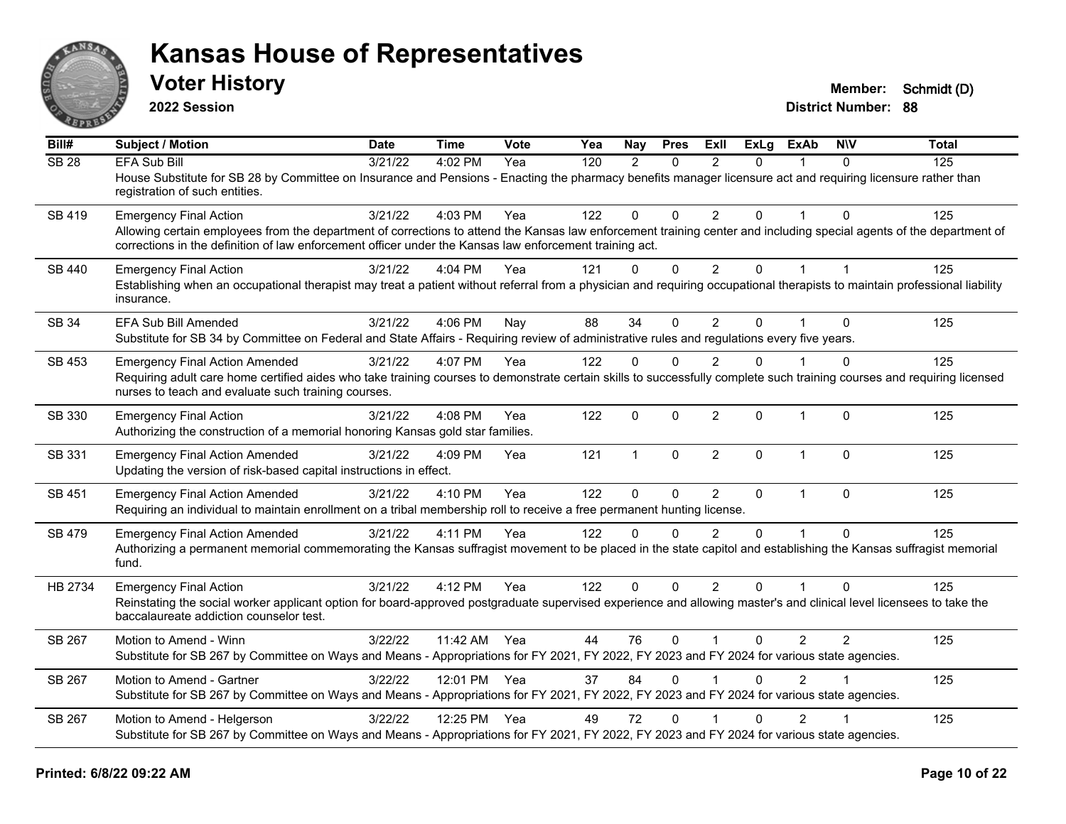# Kansas House of Representatives

## Voter History

**2022 Session**

**Member:** Schmidt (D)
**District Number:** 88

| Bill# | Subject / Motion | Date | Time | Vote | Yea | Nay | Pres | ExII | ExLg | ExAb | N\V | Total |
|---|---|---|---|---|---|---|---|---|---|---|---|---|
| SB 28 | EFA Sub Bill | 3/21/22 | 4:02 PM | Yea | 120 | 2 | 0 | 2 | 0 | 1 | 0 | 125 |
| | House Substitute for SB 28 by Committee on Insurance and Pensions - Enacting the pharmacy benefits manager licensure act and requiring licensure rather than registration of such entities. | | | | | | | | | | | |
| SB 419 | Emergency Final Action | 3/21/22 | 4:03 PM | Yea | 122 | 0 | 0 | 2 | 0 | 1 | 0 | 125 |
| | Allowing certain employees from the department of corrections to attend the Kansas law enforcement training center and including special agents of the department of corrections in the definition of law enforcement officer under the Kansas law enforcement training act. | | | | | | | | | | | |
| SB 440 | Emergency Final Action | 3/21/22 | 4:04 PM | Yea | 121 | 0 | 0 | 2 | 0 | 1 | 1 | 125 |
| | Establishing when an occupational therapist may treat a patient without referral from a physician and requiring occupational therapists to maintain professional liability insurance. | | | | | | | | | | | |
| SB 34 | EFA Sub Bill Amended | 3/21/22 | 4:06 PM | Nay | 88 | 34 | 0 | 2 | 0 | 1 | 0 | 125 |
| | Substitute for SB 34 by Committee on Federal and State Affairs - Requiring review of administrative rules and regulations every five years. | | | | | | | | | | | |
| SB 453 | Emergency Final Action Amended | 3/21/22 | 4:07 PM | Yea | 122 | 0 | 0 | 2 | 0 | 1 | 0 | 125 |
| | Requiring adult care home certified aides who take training courses to demonstrate certain skills to successfully complete such training courses and requiring licensed nurses to teach and evaluate such training courses. | | | | | | | | | | | |
| SB 330 | Emergency Final Action | 3/21/22 | 4:08 PM | Yea | 122 | 0 | 0 | 2 | 0 | 1 | 0 | 125 |
| | Authorizing the construction of a memorial honoring Kansas gold star families. | | | | | | | | | | | |
| SB 331 | Emergency Final Action Amended | 3/21/22 | 4:09 PM | Yea | 121 | 1 | 0 | 2 | 0 | 1 | 0 | 125 |
| | Updating the version of risk-based capital instructions in effect. | | | | | | | | | | | |
| SB 451 | Emergency Final Action Amended | 3/21/22 | 4:10 PM | Yea | 122 | 0 | 0 | 2 | 0 | 1 | 0 | 125 |
| | Requiring an individual to maintain enrollment on a tribal membership roll to receive a free permanent hunting license. | | | | | | | | | | | |
| SB 479 | Emergency Final Action Amended | 3/21/22 | 4:11 PM | Yea | 122 | 0 | 0 | 2 | 0 | 1 | 0 | 125 |
| | Authorizing a permanent memorial commemorating the Kansas suffragist movement to be placed in the state capitol and establishing the Kansas suffragist memorial fund. | | | | | | | | | | | |
| HB 2734 | Emergency Final Action | 3/21/22 | 4:12 PM | Yea | 122 | 0 | 0 | 2 | 0 | 1 | 0 | 125 |
| | Reinstating the social worker applicant option for board-approved postgraduate supervised experience and allowing master's and clinical level licensees to take the baccalaureate addiction counselor test. | | | | | | | | | | | |
| SB 267 | Motion to Amend - Winn | 3/22/22 | 11:42 AM | Yea | 44 | 76 | 0 | 1 | 0 | 2 | 2 | 125 |
| | Substitute for SB 267 by Committee on Ways and Means - Appropriations for FY 2021, FY 2022, FY 2023 and FY 2024 for various state agencies. | | | | | | | | | | | |
| SB 267 | Motion to Amend - Gartner | 3/22/22 | 12:01 PM | Yea | 37 | 84 | 0 | 1 | 0 | 2 | 1 | 125 |
| | Substitute for SB 267 by Committee on Ways and Means - Appropriations for FY 2021, FY 2022, FY 2023 and FY 2024 for various state agencies. | | | | | | | | | | | |
| SB 267 | Motion to Amend - Helgerson | 3/22/22 | 12:25 PM | Yea | 49 | 72 | 0 | 1 | 0 | 2 | 1 | 125 |
| | Substitute for SB 267 by Committee on Ways and Means - Appropriations for FY 2021, FY 2022, FY 2023 and FY 2024 for various state agencies. | | | | | | | | | | | |

**Printed: 6/8/22 09:22 AM**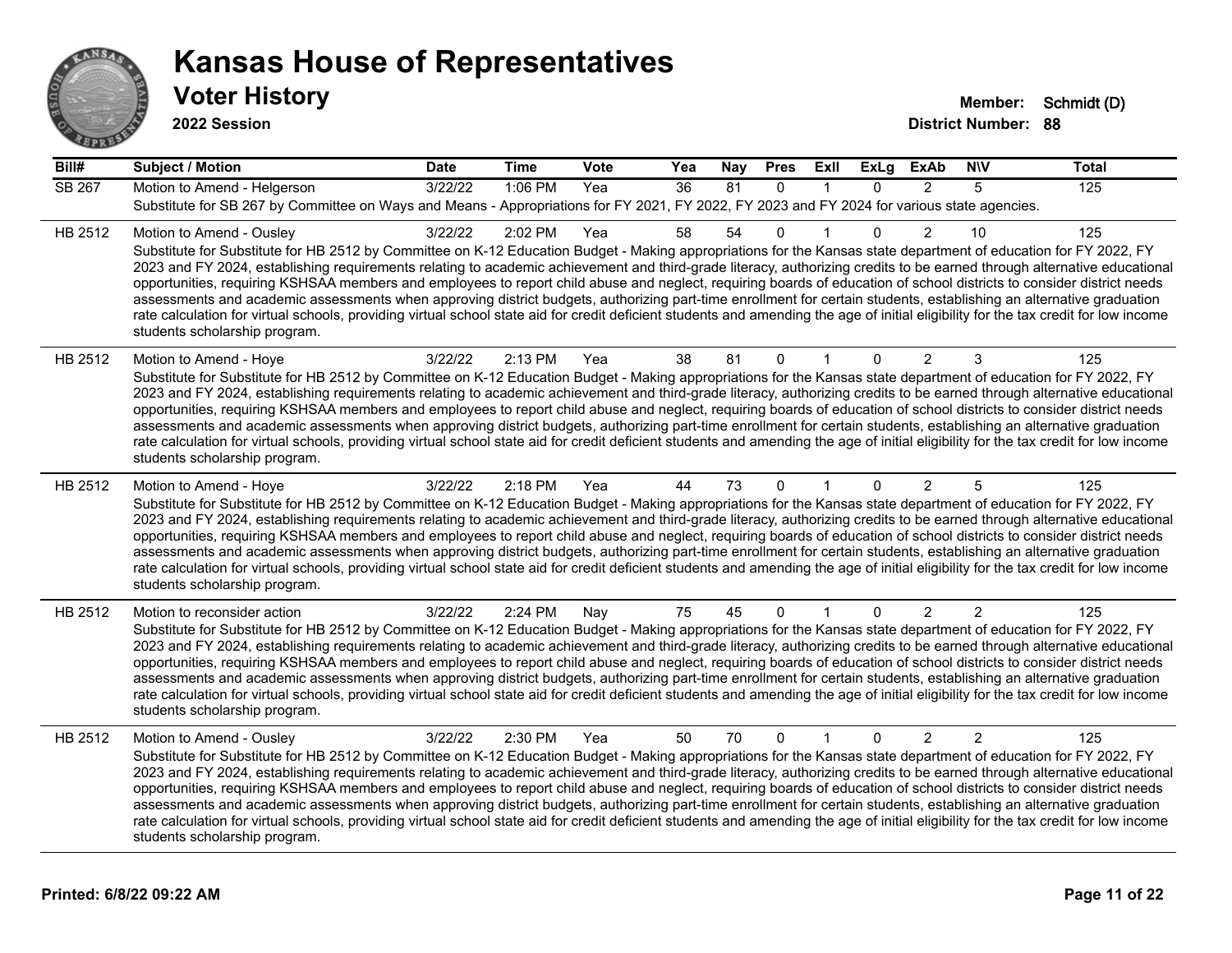# Kansas House of Representatives

## Voter History

**2022 Session**

**Member:** Schmidt (D)
**District Number:** 88

| Bill# | Subject / Motion | Date | Time | Vote | Yea | Nay | Pres | ExII | ExLg | ExAb | N\V | Total |
|---|---|---|---|---|---|---|---|---|---|---|---|---|
| SB 267 | Motion to Amend - Helgerson | 3/22/22 | 1:06 PM | Yea | 36 | 81 | 0 | 1 | 0 | 2 | 5 | 125 |
| | Substitute for SB 267 by Committee on Ways and Means - Appropriations for FY 2021, FY 2022, FY 2023 and FY 2024 for various state agencies. | | | | | | | | | | | |
| HB 2512 | Motion to Amend - Ousley | 3/22/22 | 2:02 PM | Yea | 58 | 54 | 0 | 1 | 0 | 2 | 10 | 125 |
| | Substitute for Substitute for HB 2512 by Committee on K-12 Education Budget - Making appropriations for the Kansas state department of education for FY 2022, FY 2023 and FY 2024, establishing requirements relating to academic achievement and third-grade literacy, authorizing credits to be earned through alternative educational opportunities, requiring KSHSAA members and employees to report child abuse and neglect, requiring boards of education of school districts to consider district needs assessments and academic assessments when approving district budgets, authorizing part-time enrollment for certain students, establishing an alternative graduation rate calculation for virtual schools, providing virtual school state aid for credit deficient students and amending the age of initial eligibility for the tax credit for low income students scholarship program. | | | | | | | | | | | |
| HB 2512 | Motion to Amend - Hoye | 3/22/22 | 2:13 PM | Yea | 38 | 81 | 0 | 1 | 0 | 2 | 3 | 125 |
| | Substitute for Substitute for HB 2512 by Committee on K-12 Education Budget - Making appropriations for the Kansas state department of education for FY 2022, FY 2023 and FY 2024, establishing requirements relating to academic achievement and third-grade literacy, authorizing credits to be earned through alternative educational opportunities, requiring KSHSAA members and employees to report child abuse and neglect, requiring boards of education of school districts to consider district needs assessments and academic assessments when approving district budgets, authorizing part-time enrollment for certain students, establishing an alternative graduation rate calculation for virtual schools, providing virtual school state aid for credit deficient students and amending the age of initial eligibility for the tax credit for low income students scholarship program. | | | | | | | | | | | |
| HB 2512 | Motion to Amend - Hoye | 3/22/22 | 2:18 PM | Yea | 44 | 73 | 0 | 1 | 0 | 2 | 5 | 125 |
| | Substitute for Substitute for HB 2512 by Committee on K-12 Education Budget - Making appropriations for the Kansas state department of education for FY 2022, FY 2023 and FY 2024, establishing requirements relating to academic achievement and third-grade literacy, authorizing credits to be earned through alternative educational opportunities, requiring KSHSAA members and employees to report child abuse and neglect, requiring boards of education of school districts to consider district needs assessments and academic assessments when approving district budgets, authorizing part-time enrollment for certain students, establishing an alternative graduation rate calculation for virtual schools, providing virtual school state aid for credit deficient students and amending the age of initial eligibility for the tax credit for low income students scholarship program. | | | | | | | | | | | |
| HB 2512 | Motion to reconsider action | 3/22/22 | 2:24 PM | Nay | 75 | 45 | 0 | 1 | 0 | 2 | 2 | 125 |
| | Substitute for Substitute for HB 2512 by Committee on K-12 Education Budget - Making appropriations for the Kansas state department of education for FY 2022, FY 2023 and FY 2024, establishing requirements relating to academic achievement and third-grade literacy, authorizing credits to be earned through alternative educational opportunities, requiring KSHSAA members and employees to report child abuse and neglect, requiring boards of education of school districts to consider district needs assessments and academic assessments when approving district budgets, authorizing part-time enrollment for certain students, establishing an alternative graduation rate calculation for virtual schools, providing virtual school state aid for credit deficient students and amending the age of initial eligibility for the tax credit for low income students scholarship program. | | | | | | | | | | | |
| HB 2512 | Motion to Amend - Ousley | 3/22/22 | 2:30 PM | Yea | 50 | 70 | 0 | 1 | 0 | 2 | 2 | 125 |
| | Substitute for Substitute for HB 2512 by Committee on K-12 Education Budget - Making appropriations for the Kansas state department of education for FY 2022, FY 2023 and FY 2024, establishing requirements relating to academic achievement and third-grade literacy, authorizing credits to be earned through alternative educational opportunities, requiring KSHSAA members and employees to report child abuse and neglect, requiring boards of education of school districts to consider district needs assessments and academic assessments when approving district budgets, authorizing part-time enrollment for certain students, establishing an alternative graduation rate calculation for virtual schools, providing virtual school state aid for credit deficient students and amending the age of initial eligibility for the tax credit for low income students scholarship program. | | | | | | | | | | | |

**Printed: 6/8/22 09:22 AM**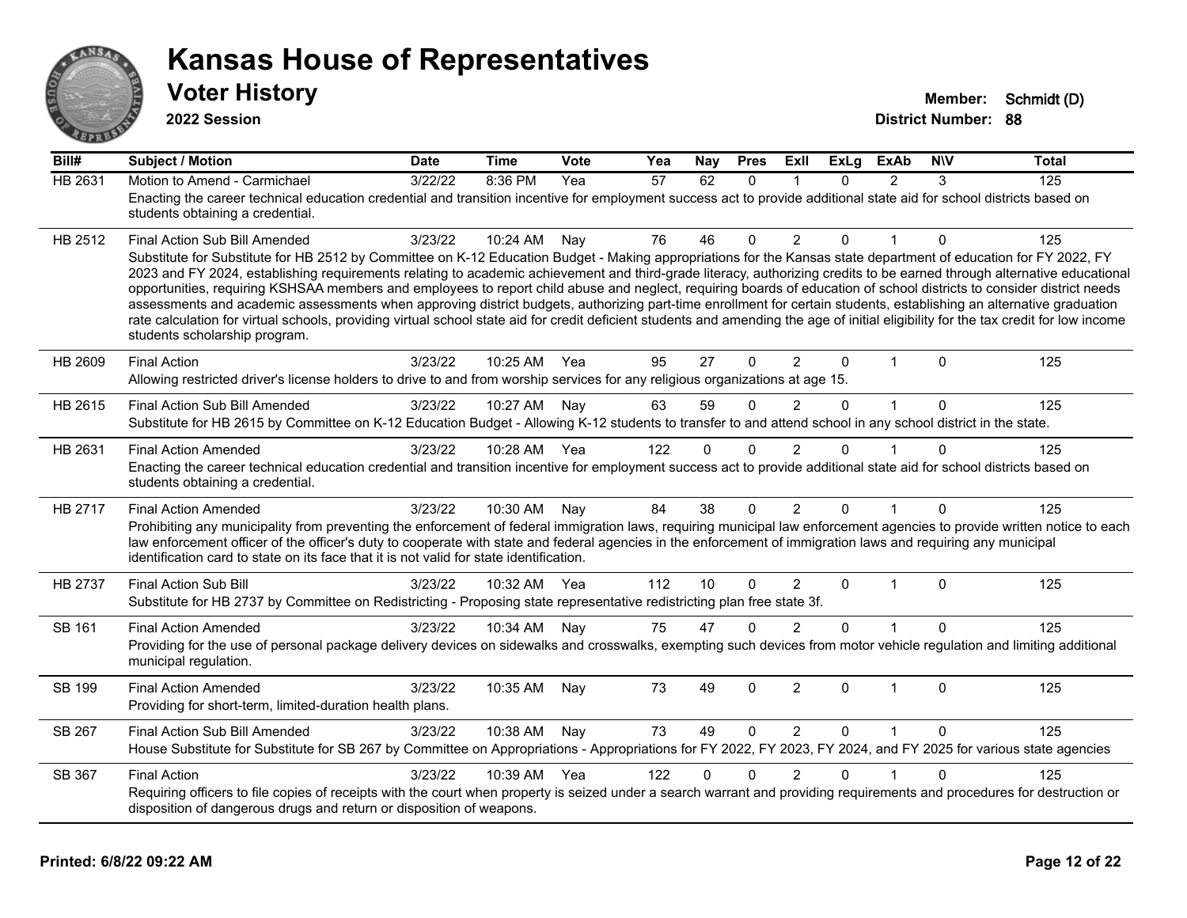# Kansas House of Representatives

## Voter History

**2022 Session**

**Member:** Schmidt (D)
**District Number:** 88

| Bill# | Subject / Motion | Date | Time | Vote | Yea | Nay | Pres | ExII | ExLg | ExAb | N\V | Total |
|---|---|---|---|---|---|---|---|---|---|---|---|---|
| HB 2631 | Motion to Amend - Carmichael | 3/22/22 | 8:36 PM | Yea | 57 | 62 | 0 | 1 | 0 | 2 | 3 | 125 |
| | Enacting the career technical education credential and transition incentive for employment success act to provide additional state aid for school districts based on students obtaining a credential. | | | | | | | | | | | |
| HB 2512 | Final Action Sub Bill Amended | 3/23/22 | 10:24 AM | Nay | 76 | 46 | 0 | 2 | 0 | 1 | 0 | 125 |
| | Substitute for Substitute for HB 2512 by Committee on K-12 Education Budget - Making appropriations for the Kansas state department of education for FY 2022, FY 2023 and FY 2024, establishing requirements relating to academic achievement and third-grade literacy, authorizing credits to be earned through alternative educational opportunities, requiring KSHSAA members and employees to report child abuse and neglect, requiring boards of education of school districts to consider district needs assessments and academic assessments when approving district budgets, authorizing part-time enrollment for certain students, establishing an alternative graduation rate calculation for virtual schools, providing virtual school state aid for credit deficient students and amending the age of initial eligibility for the tax credit for low income students scholarship program. | | | | | | | | | | | |
| HB 2609 | Final Action | 3/23/22 | 10:25 AM | Yea | 95 | 27 | 0 | 2 | 0 | 1 | 0 | 125 |
| | Allowing restricted driver's license holders to drive to and from worship services for any religious organizations at age 15. | | | | | | | | | | | |
| HB 2615 | Final Action Sub Bill Amended | 3/23/22 | 10:27 AM | Nay | 63 | 59 | 0 | 2 | 0 | 1 | 0 | 125 |
| | Substitute for HB 2615 by Committee on K-12 Education Budget - Allowing K-12 students to transfer to and attend school in any school district in the state. | | | | | | | | | | | |
| HB 2631 | Final Action Amended | 3/23/22 | 10:28 AM | Yea | 122 | 0 | 0 | 2 | 0 | 1 | 0 | 125 |
| | Enacting the career technical education credential and transition incentive for employment success act to provide additional state aid for school districts based on students obtaining a credential. | | | | | | | | | | | |
| HB 2717 | Final Action Amended | 3/23/22 | 10:30 AM | Nay | 84 | 38 | 0 | 2 | 0 | 1 | 0 | 125 |
| | Prohibiting any municipality from preventing the enforcement of federal immigration laws, requiring municipal law enforcement agencies to provide written notice to each law enforcement officer of the officer's duty to cooperate with state and federal agencies in the enforcement of immigration laws and requiring any municipal identification card to state on its face that it is not valid for state identification. | | | | | | | | | | | |
| HB 2737 | Final Action Sub Bill | 3/23/22 | 10:32 AM | Yea | 112 | 10 | 0 | 2 | 0 | 1 | 0 | 125 |
| | Substitute for HB 2737 by Committee on Redistricting - Proposing state representative redistricting plan free state 3f. | | | | | | | | | | | |
| SB 161 | Final Action Amended | 3/23/22 | 10:34 AM | Nay | 75 | 47 | 0 | 2 | 0 | 1 | 0 | 125 |
| | Providing for the use of personal package delivery devices on sidewalks and crosswalks, exempting such devices from motor vehicle regulation and limiting additional municipal regulation. | | | | | | | | | | | |
| SB 199 | Final Action Amended | 3/23/22 | 10:35 AM | Nay | 73 | 49 | 0 | 2 | 0 | 1 | 0 | 125 |
| | Providing for short-term, limited-duration health plans. | | | | | | | | | | | |
| SB 267 | Final Action Sub Bill Amended | 3/23/22 | 10:38 AM | Nay | 73 | 49 | 0 | 2 | 0 | 1 | 0 | 125 |
| | House Substitute for Substitute for SB 267 by Committee on Appropriations - Appropriations for FY 2022, FY 2023, FY 2024, and FY 2025 for various state agencies | | | | | | | | | | | |
| SB 367 | Final Action | 3/23/22 | 10:39 AM | Yea | 122 | 0 | 0 | 2 | 0 | 1 | 0 | 125 |
| | Requiring officers to file copies of receipts with the court when property is seized under a search warrant and providing requirements and procedures for destruction or disposition of dangerous drugs and return or disposition of weapons. | | | | | | | | | | | |

**Printed: 6/8/22 09:22 AM**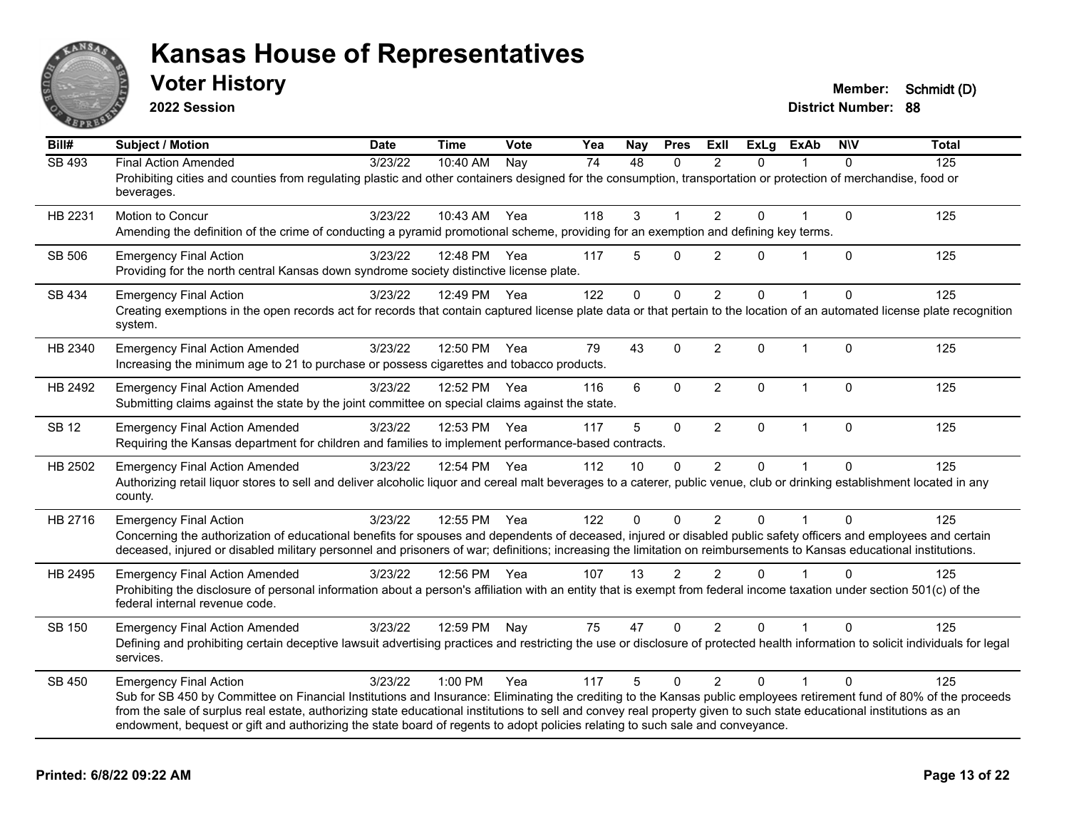# Kansas House of Representatives

## Voter History

**2022 Session**

**Member:** Schmidt (D)
**District Number:** 88

| Bill# | Subject / Motion | Date | Time | Vote | Yea | Nay | Pres | ExII | ExLg | ExAb | N\V | Total |
|---|---|---|---|---|---|---|---|---|---|---|---|---|
| SB 493 | Final Action Amended | 3/23/22 | 10:40 AM | Nay | 74 | 48 | 0 | 2 | 0 | 1 | 0 | 125 |
| | Prohibiting cities and counties from regulating plastic and other containers designed for the consumption, transportation or protection of merchandise, food or beverages. | | | | | | | | | | | |
| HB 2231 | Motion to Concur | 3/23/22 | 10:43 AM | Yea | 118 | 3 | 1 | 2 | 0 | 1 | 0 | 125 |
| | Amending the definition of the crime of conducting a pyramid promotional scheme, providing for an exemption and defining key terms. | | | | | | | | | | | |
| SB 506 | Emergency Final Action | 3/23/22 | 12:48 PM | Yea | 117 | 5 | 0 | 2 | 0 | 1 | 0 | 125 |
| | Providing for the north central Kansas down syndrome society distinctive license plate. | | | | | | | | | | | |
| SB 434 | Emergency Final Action | 3/23/22 | 12:49 PM | Yea | 122 | 0 | 0 | 2 | 0 | 1 | 0 | 125 |
| | Creating exemptions in the open records act for records that contain captured license plate data or that pertain to the location of an automated license plate recognition system. | | | | | | | | | | | |
| HB 2340 | Emergency Final Action Amended | 3/23/22 | 12:50 PM | Yea | 79 | 43 | 0 | 2 | 0 | 1 | 0 | 125 |
| | Increasing the minimum age to 21 to purchase or possess cigarettes and tobacco products. | | | | | | | | | | | |
| HB 2492 | Emergency Final Action Amended | 3/23/22 | 12:52 PM | Yea | 116 | 6 | 0 | 2 | 0 | 1 | 0 | 125 |
| | Submitting claims against the state by the joint committee on special claims against the state. | | | | | | | | | | | |
| SB 12 | Emergency Final Action Amended | 3/23/22 | 12:53 PM | Yea | 117 | 5 | 0 | 2 | 0 | 1 | 0 | 125 |
| | Requiring the Kansas department for children and families to implement performance-based contracts. | | | | | | | | | | | |
| HB 2502 | Emergency Final Action Amended | 3/23/22 | 12:54 PM | Yea | 112 | 10 | 0 | 2 | 0 | 1 | 0 | 125 |
| | Authorizing retail liquor stores to sell and deliver alcoholic liquor and cereal malt beverages to a caterer, public venue, club or drinking establishment located in any county. | | | | | | | | | | | |
| HB 2716 | Emergency Final Action | 3/23/22 | 12:55 PM | Yea | 122 | 0 | 0 | 2 | 0 | 1 | 0 | 125 |
| | Concerning the authorization of educational benefits for spouses and dependents of deceased, injured or disabled public safety officers and employees and certain deceased, injured or disabled military personnel and prisoners of war; definitions; increasing the limitation on reimbursements to Kansas educational institutions. | | | | | | | | | | | |
| HB 2495 | Emergency Final Action Amended | 3/23/22 | 12:56 PM | Yea | 107 | 13 | 2 | 2 | 0 | 1 | 0 | 125 |
| | Prohibiting the disclosure of personal information about a person's affiliation with an entity that is exempt from federal income taxation under section 501(c) of the federal internal revenue code. | | | | | | | | | | | |
| SB 150 | Emergency Final Action Amended | 3/23/22 | 12:59 PM | Nay | 75 | 47 | 0 | 2 | 0 | 1 | 0 | 125 |
| | Defining and prohibiting certain deceptive lawsuit advertising practices and restricting the use or disclosure of protected health information to solicit individuals for legal services. | | | | | | | | | | | |
| SB 450 | Emergency Final Action | 3/23/22 | 1:00 PM | Yea | 117 | 5 | 0 | 2 | 0 | 1 | 0 | 125 |
| | Sub for SB 450 by Committee on Financial Institutions and Insurance: Eliminating the crediting to the Kansas public employees retirement fund of 80% of the proceeds from the sale of surplus real estate, authorizing state educational institutions to sell and convey real property given to such state educational institutions as an endowment, bequest or gift and authorizing the state board of regents to adopt policies relating to such sale and conveyance. | | | | | | | | | | | |

**Printed: 6/8/22 09:22 AM**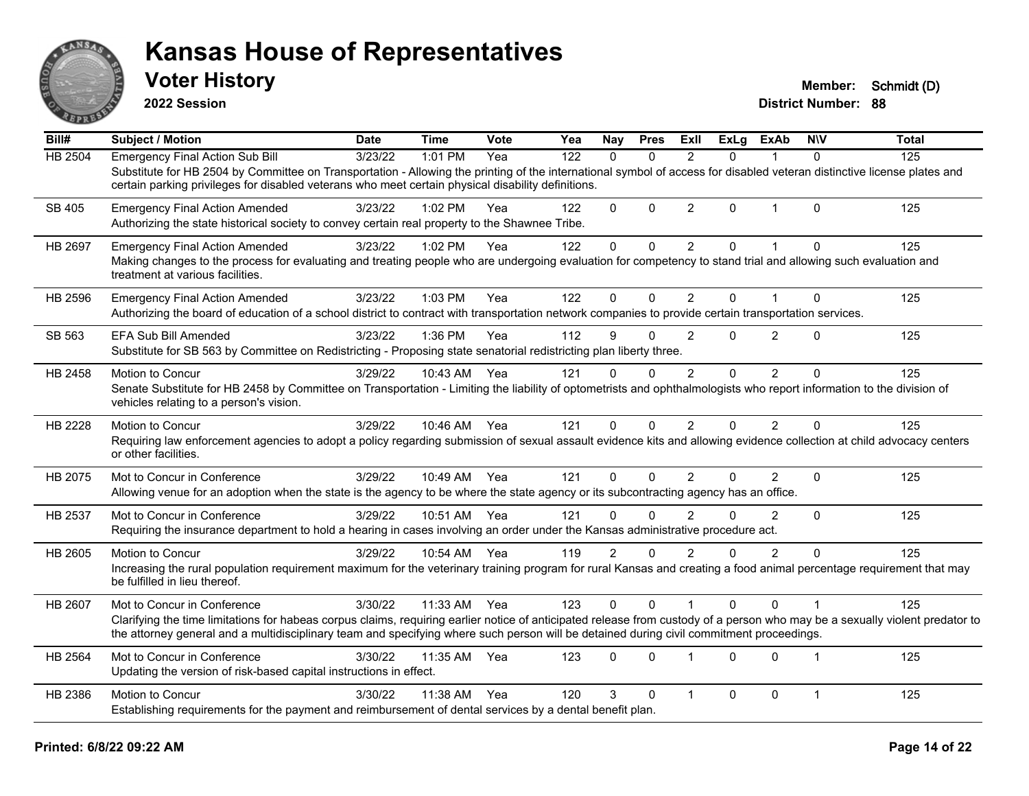# Kansas House of Representatives

## Voter History

**2022 Session**

**Member:** Schmidt (D)
**District Number:** 88

| Bill# | Subject / Motion | Date | Time | Vote | Yea | Nay | Pres | ExII | ExLg | ExAb | N\V | Total |
|---|---|---|---|---|---|---|---|---|---|---|---|---|
| HB 2504 | Emergency Final Action Sub Bill | 3/23/22 | 1:01 PM | Yea | 122 | 0 | 0 | 2 | 0 | 1 | 0 | 125 |
| | Substitute for HB 2504 by Committee on Transportation - Allowing the printing of the international symbol of access for disabled veteran distinctive license plates and certain parking privileges for disabled veterans who meet certain physical disability definitions. | | | | | | | | | | | |
| SB 405 | Emergency Final Action Amended | 3/23/22 | 1:02 PM | Yea | 122 | 0 | 0 | 2 | 0 | 1 | 0 | 125 |
| | Authorizing the state historical society to convey certain real property to the Shawnee Tribe. | | | | | | | | | | | |
| HB 2697 | Emergency Final Action Amended | 3/23/22 | 1:02 PM | Yea | 122 | 0 | 0 | 2 | 0 | 1 | 0 | 125 |
| | Making changes to the process for evaluating and treating people who are undergoing evaluation for competency to stand trial and allowing such evaluation and treatment at various facilities. | | | | | | | | | | | |
| HB 2596 | Emergency Final Action Amended | 3/23/22 | 1:03 PM | Yea | 122 | 0 | 0 | 2 | 0 | 1 | 0 | 125 |
| | Authorizing the board of education of a school district to contract with transportation network companies to provide certain transportation services. | | | | | | | | | | | |
| SB 563 | EFA Sub Bill Amended | 3/23/22 | 1:36 PM | Yea | 112 | 9 | 0 | 2 | 0 | 2 | 0 | 125 |
| | Substitute for SB 563 by Committee on Redistricting - Proposing state senatorial redistricting plan liberty three. | | | | | | | | | | | |
| HB 2458 | Motion to Concur | 3/29/22 | 10:43 AM | Yea | 121 | 0 | 0 | 2 | 0 | 2 | 0 | 125 |
| | Senate Substitute for HB 2458 by Committee on Transportation - Limiting the liability of optometrists and ophthalmologists who report information to the division of vehicles relating to a person's vision. | | | | | | | | | | | |
| HB 2228 | Motion to Concur | 3/29/22 | 10:46 AM | Yea | 121 | 0 | 0 | 2 | 0 | 2 | 0 | 125 |
| | Requiring law enforcement agencies to adopt a policy regarding submission of sexual assault evidence kits and allowing evidence collection at child advocacy centers or other facilities. | | | | | | | | | | | |
| HB 2075 | Mot to Concur in Conference | 3/29/22 | 10:49 AM | Yea | 121 | 0 | 0 | 2 | 0 | 2 | 0 | 125 |
| | Allowing venue for an adoption when the state is the agency to be where the state agency or its subcontracting agency has an office. | | | | | | | | | | | |
| HB 2537 | Mot to Concur in Conference | 3/29/22 | 10:51 AM | Yea | 121 | 0 | 0 | 2 | 0 | 2 | 0 | 125 |
| | Requiring the insurance department to hold a hearing in cases involving an order under the Kansas administrative procedure act. | | | | | | | | | | | |
| HB 2605 | Motion to Concur | 3/29/22 | 10:54 AM | Yea | 119 | 2 | 0 | 2 | 0 | 2 | 0 | 125 |
| | Increasing the rural population requirement maximum for the veterinary training program for rural Kansas and creating a food animal percentage requirement that may be fulfilled in lieu thereof. | | | | | | | | | | | |
| HB 2607 | Mot to Concur in Conference | 3/30/22 | 11:33 AM | Yea | 123 | 0 | 0 | 1 | 0 | 0 | 1 | 125 |
| | Clarifying the time limitations for habeas corpus claims, requiring earlier notice of anticipated release from custody of a person who may be a sexually violent predator to the attorney general and a multidisciplinary team and specifying where such person will be detained during civil commitment proceedings. | | | | | | | | | | | |
| HB 2564 | Mot to Concur in Conference | 3/30/22 | 11:35 AM | Yea | 123 | 0 | 0 | 1 | 0 | 0 | 1 | 125 |
| | Updating the version of risk-based capital instructions in effect. | | | | | | | | | | | |
| HB 2386 | Motion to Concur | 3/30/22 | 11:38 AM | Yea | 120 | 3 | 0 | 1 | 0 | 0 | 1 | 125 |
| | Establishing requirements for the payment and reimbursement of dental services by a dental benefit plan. | | | | | | | | | | | |

**Printed: 6/8/22 09:22 AM**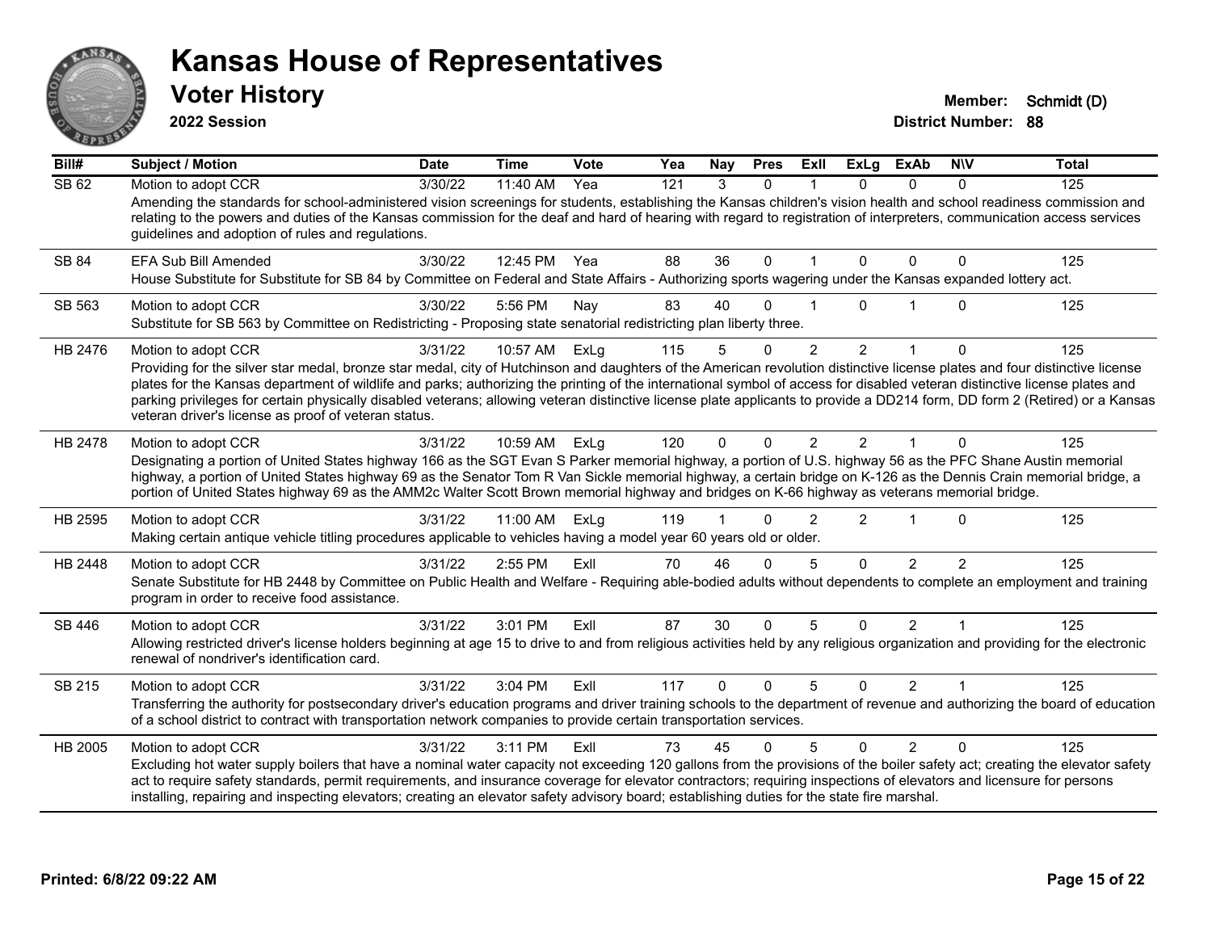# Kansas House of Representatives

## Voter History

**2022 Session**

**Member:** Schmidt (D)
**District Number:** 88

| Bill# | Subject / Motion | Date | Time | Vote | Yea | Nay | Pres | ExII | ExLg | ExAb | N\V | Total |
|---|---|---|---|---|---|---|---|---|---|---|---|---|
| SB 62 | Motion to adopt CCR | 3/30/22 | 11:40 AM | Yea | 121 | 3 | 0 | 1 | 0 | 0 | 0 | 125 |
| | Amending the standards for school-administered vision screenings for students, establishing the Kansas children's vision health and school readiness commission and relating to the powers and duties of the Kansas commission for the deaf and hard of hearing with regard to registration of interpreters, communication access services guidelines and adoption of rules and regulations. | | | | | | | | | | | |
| SB 84 | EFA Sub Bill Amended | 3/30/22 | 12:45 PM | Yea | 88 | 36 | 0 | 1 | 0 | 0 | 0 | 125 |
| | House Substitute for Substitute for SB 84 by Committee on Federal and State Affairs - Authorizing sports wagering under the Kansas expanded lottery act. | | | | | | | | | | | |
| SB 563 | Motion to adopt CCR | 3/30/22 | 5:56 PM | Nay | 83 | 40 | 0 | 1 | 0 | 1 | 0 | 125 |
| | Substitute for SB 563 by Committee on Redistricting - Proposing state senatorial redistricting plan liberty three. | | | | | | | | | | | |
| HB 2476 | Motion to adopt CCR | 3/31/22 | 10:57 AM | ExLg | 115 | 5 | 0 | 2 | 2 | 1 | 0 | 125 |
| | Providing for the silver star medal, bronze star medal, city of Hutchinson and daughters of the American revolution distinctive license plates and four distinctive license plates for the Kansas department of wildlife and parks; authorizing the printing of the international symbol of access for disabled veteran distinctive license plates and parking privileges for certain physically disabled veterans; allowing veteran distinctive license plate applicants to provide a DD214 form, DD form 2 (Retired) or a Kansas veteran driver's license as proof of veteran status. | | | | | | | | | | | |
| HB 2478 | Motion to adopt CCR | 3/31/22 | 10:59 AM | ExLg | 120 | 0 | 0 | 2 | 2 | 1 | 0 | 125 |
| | Designating a portion of United States highway 166 as the SGT Evan S Parker memorial highway, a portion of U.S. highway 56 as the PFC Shane Austin memorial highway, a portion of United States highway 69 as the Senator Tom R Van Sickle memorial highway, a certain bridge on K-126 as the Dennis Crain memorial bridge, a portion of United States highway 69 as the AMM2c Walter Scott Brown memorial highway and bridges on K-66 highway as veterans memorial bridge. | | | | | | | | | | | |
| HB 2595 | Motion to adopt CCR | 3/31/22 | 11:00 AM | ExLg | 119 | 1 | 0 | 2 | 2 | 1 | 0 | 125 |
| | Making certain antique vehicle titling procedures applicable to vehicles having a model year 60 years old or older. | | | | | | | | | | | |
| HB 2448 | Motion to adopt CCR | 3/31/22 | 2:55 PM | ExII | 70 | 46 | 0 | 5 | 0 | 2 | 2 | 125 |
| | Senate Substitute for HB 2448 by Committee on Public Health and Welfare - Requiring able-bodied adults without dependents to complete an employment and training program in order to receive food assistance. | | | | | | | | | | | |
| SB 446 | Motion to adopt CCR | 3/31/22 | 3:01 PM | ExII | 87 | 30 | 0 | 5 | 0 | 2 | 1 | 125 |
| | Allowing restricted driver's license holders beginning at age 15 to drive to and from religious activities held by any religious organization and providing for the electronic renewal of nondriver's identification card. | | | | | | | | | | | |
| SB 215 | Motion to adopt CCR | 3/31/22 | 3:04 PM | ExII | 117 | 0 | 0 | 5 | 0 | 2 | 1 | 125 |
| | Transferring the authority for postsecondary driver's education programs and driver training schools to the department of revenue and authorizing the board of education of a school district to contract with transportation network companies to provide certain transportation services. | | | | | | | | | | | |
| HB 2005 | Motion to adopt CCR | 3/31/22 | 3:11 PM | ExII | 73 | 45 | 0 | 5 | 0 | 2 | 0 | 125 |
| | Excluding hot water supply boilers that have a nominal water capacity not exceeding 120 gallons from the provisions of the boiler safety act; creating the elevator safety act to require safety standards, permit requirements, and insurance coverage for elevator contractors; requiring inspections of elevators and licensure for persons installing, repairing and inspecting elevators; creating an elevator safety advisory board; establishing duties for the state fire marshal. | | | | | | | | | | | |

Printed: 6/8/22 09:22 AM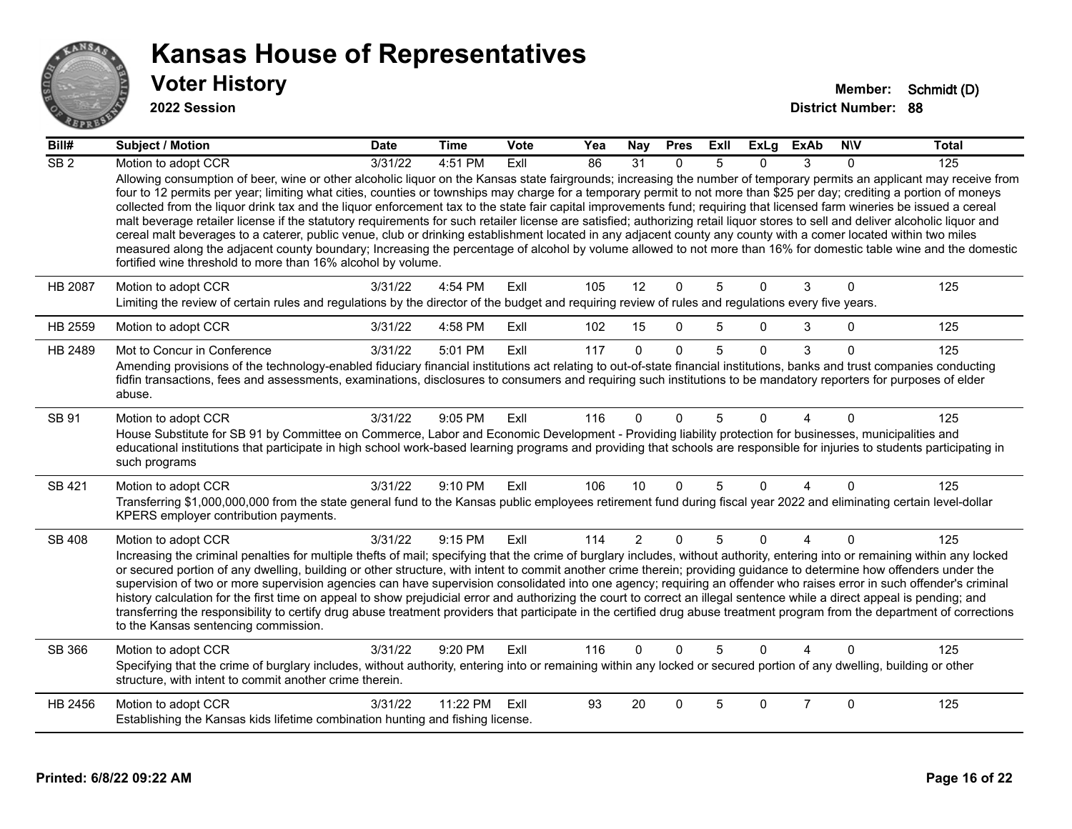# Kansas House of Representatives

## Voter History

**2022 Session**

**Member:** Schmidt (D)

**District Number:** 88

| Bill# | Subject / Motion | Date | Time | Vote | Yea | Nay | Pres | ExII | ExLg | ExAb | N\V | Total |
|---|---|---|---|---|---|---|---|---|---|---|---|---|
| SB 2 | Motion to adopt CCR | 3/31/22 | 4:51 PM | ExII | 86 | 31 | 0 | 5 | 0 | 3 | 0 | 125 |
| | Allowing consumption of beer, wine or other alcoholic liquor on the Kansas state fairgrounds; increasing the number of temporary permits an applicant may receive from four to 12 permits per year; limiting what cities, counties or townships may charge for a temporary permit to not more than $25 per day; crediting a portion of moneys collected from the liquor drink tax and the liquor enforcement tax to the state fair capital improvements fund; requiring that licensed farm wineries be issued a cereal malt beverage retailer license if the statutory requirements for such retailer license are satisfied; authorizing retail liquor stores to sell and deliver alcoholic liquor and cereal malt beverages to a caterer, public venue, club or drinking establishment located in any adjacent county any county with a comer located within two miles measured along the adjacent county boundary; Increasing the percentage of alcohol by volume allowed to not more than 16% for domestic table wine and the domestic fortified wine threshold to more than 16% alcohol by volume. | | | | | | | | | | | |
| HB 2087 | Motion to adopt CCR | 3/31/22 | 4:54 PM | ExII | 105 | 12 | 0 | 5 | 0 | 3 | 0 | 125 |
| | Limiting the review of certain rules and regulations by the director of the budget and requiring review of rules and regulations every five years. | | | | | | | | | | | |
| HB 2559 | Motion to adopt CCR | 3/31/22 | 4:58 PM | ExII | 102 | 15 | 0 | 5 | 0 | 3 | 0 | 125 |
| HB 2489 | Mot to Concur in Conference | 3/31/22 | 5:01 PM | ExII | 117 | 0 | 0 | 5 | 0 | 3 | 0 | 125 |
| | Amending provisions of the technology-enabled fiduciary financial institutions act relating to out-of-state financial institutions, banks and trust companies conducting fidfin transactions, fees and assessments, examinations, disclosures to consumers and requiring such institutions to be mandatory reporters for purposes of elder abuse. | | | | | | | | | | | |
| SB 91 | Motion to adopt CCR | 3/31/22 | 9:05 PM | ExII | 116 | 0 | 0 | 5 | 0 | 4 | 0 | 125 |
| | House Substitute for SB 91 by Committee on Commerce, Labor and Economic Development - Providing liability protection for businesses, municipalities and educational institutions that participate in high school work-based learning programs and providing that schools are responsible for injuries to students participating in such programs | | | | | | | | | | | |
| SB 421 | Motion to adopt CCR | 3/31/22 | 9:10 PM | ExII | 106 | 10 | 0 | 5 | 0 | 4 | 0 | 125 |
| | Transferring $1,000,000,000 from the state general fund to the Kansas public employees retirement fund during fiscal year 2022 and eliminating certain level-dollar KPERS employer contribution payments. | | | | | | | | | | | |
| SB 408 | Motion to adopt CCR | 3/31/22 | 9:15 PM | ExII | 114 | 2 | 0 | 5 | 0 | 4 | 0 | 125 |
| | Increasing the criminal penalties for multiple thefts of mail; specifying that the crime of burglary includes, without authority, entering into or remaining within any locked or secured portion of any dwelling, building or other structure, with intent to commit another crime therein; providing guidance to determine how offenders under the supervision of two or more supervision agencies can have supervision consolidated into one agency; requiring an offender who raises error in such offender's criminal history calculation for the first time on appeal to show prejudicial error and authorizing the court to correct an illegal sentence while a direct appeal is pending; and transferring the responsibility to certify drug abuse treatment providers that participate in the certified drug abuse treatment program from the department of corrections to the Kansas sentencing commission. | | | | | | | | | | | |
| SB 366 | Motion to adopt CCR | 3/31/22 | 9:20 PM | ExII | 116 | 0 | 0 | 5 | 0 | 4 | 0 | 125 |
| | Specifying that the crime of burglary includes, without authority, entering into or remaining within any locked or secured portion of any dwelling, building or other structure, with intent to commit another crime therein. | | | | | | | | | | | |
| HB 2456 | Motion to adopt CCR | 3/31/22 | 11:22 PM | ExII | 93 | 20 | 0 | 5 | 0 | 7 | 0 | 125 |
| | Establishing the Kansas kids lifetime combination hunting and fishing license. | | | | | | | | | | | |

**Printed: 6/8/22 09:22 AM**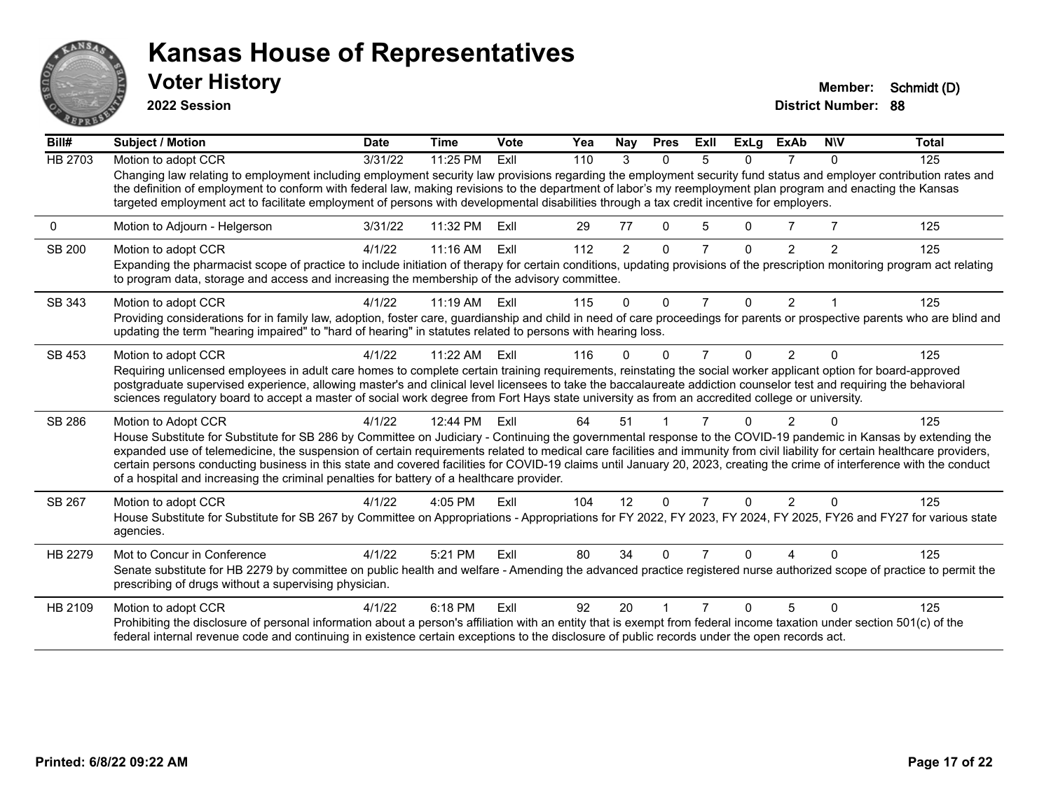# Kansas House of Representatives

## Voter History

**2022 Session**

**Member:** Schmidt (D)
**District Number:** 88

| Bill# | Subject / Motion | Date | Time | Vote | Yea | Nay | Pres | ExII | ExLg | ExAb | N\V | Total |
|---|---|---|---|---|---|---|---|---|---|---|---|---|
| HB 2703 | Motion to adopt CCR | 3/31/22 | 11:25 PM | ExII | 110 | 3 | 0 | 5 | 0 | 7 | 0 | 125 |
| | Changing law relating to employment including employment security law provisions regarding the employment security fund status and employer contribution rates and the definition of employment to conform with federal law, making revisions to the department of labor's my reemployment plan program and enacting the Kansas targeted employment act to facilitate employment of persons with developmental disabilities through a tax credit incentive for employers. | | | | | | | | | | | |
| 0 | Motion to Adjourn - Helgerson | 3/31/22 | 11:32 PM | ExII | 29 | 77 | 0 | 5 | 0 | 7 | 7 | 125 |
| SB 200 | Motion to adopt CCR | 4/1/22 | 11:16 AM | ExII | 112 | 2 | 0 | 7 | 0 | 2 | 2 | 125 |
| | Expanding the pharmacist scope of practice to include initiation of therapy for certain conditions, updating provisions of the prescription monitoring program act relating to program data, storage and access and increasing the membership of the advisory committee. | | | | | | | | | | | |
| SB 343 | Motion to adopt CCR | 4/1/22 | 11:19 AM | ExII | 115 | 0 | 0 | 7 | 0 | 2 | 1 | 125 |
| | Providing considerations for in family law, adoption, foster care, guardianship and child in need of care proceedings for parents or prospective parents who are blind and updating the term "hearing impaired" to "hard of hearing" in statutes related to persons with hearing loss. | | | | | | | | | | | |
| SB 453 | Motion to adopt CCR | 4/1/22 | 11:22 AM | ExII | 116 | 0 | 0 | 7 | 0 | 2 | 0 | 125 |
| | Requiring unlicensed employees in adult care homes to complete certain training requirements, reinstating the social worker applicant option for board-approved postgraduate supervised experience, allowing master's and clinical level licensees to take the baccalaureate addiction counselor test and requiring the behavioral sciences regulatory board to accept a master of social work degree from Fort Hays state university as from an accredited college or university. | | | | | | | | | | | |
| SB 286 | Motion to Adopt CCR | 4/1/22 | 12:44 PM | ExII | 64 | 51 | 1 | 7 | 0 | 2 | 0 | 125 |
| | House Substitute for Substitute for SB 286 by Committee on Judiciary - Continuing the governmental response to the COVID-19 pandemic in Kansas by extending the expanded use of telemedicine, the suspension of certain requirements related to medical care facilities and immunity from civil liability for certain healthcare providers, certain persons conducting business in this state and covered facilities for COVID-19 claims until January 20, 2023, creating the crime of interference with the conduct of a hospital and increasing the criminal penalties for battery of a healthcare provider. | | | | | | | | | | | |
| SB 267 | Motion to adopt CCR | 4/1/22 | 4:05 PM | ExII | 104 | 12 | 0 | 7 | 0 | 2 | 0 | 125 |
| | House Substitute for Substitute for SB 267 by Committee on Appropriations - Appropriations for FY 2022, FY 2023, FY 2024, FY 2025, FY26 and FY27 for various state agencies. | | | | | | | | | | | |
| HB 2279 | Mot to Concur in Conference | 4/1/22 | 5:21 PM | ExII | 80 | 34 | 0 | 7 | 0 | 4 | 0 | 125 |
| | Senate substitute for HB 2279 by committee on public health and welfare - Amending the advanced practice registered nurse authorized scope of practice to permit the prescribing of drugs without a supervising physician. | | | | | | | | | | | |
| HB 2109 | Motion to adopt CCR | 4/1/22 | 6:18 PM | ExII | 92 | 20 | 1 | 7 | 0 | 5 | 0 | 125 |
| | Prohibiting the disclosure of personal information about a person's affiliation with an entity that is exempt from federal income taxation under section 501(c) of the federal internal revenue code and continuing in existence certain exceptions to the disclosure of public records under the open records act. | | | | | | | | | | | |

**Printed: 6/8/22 09:22 AM**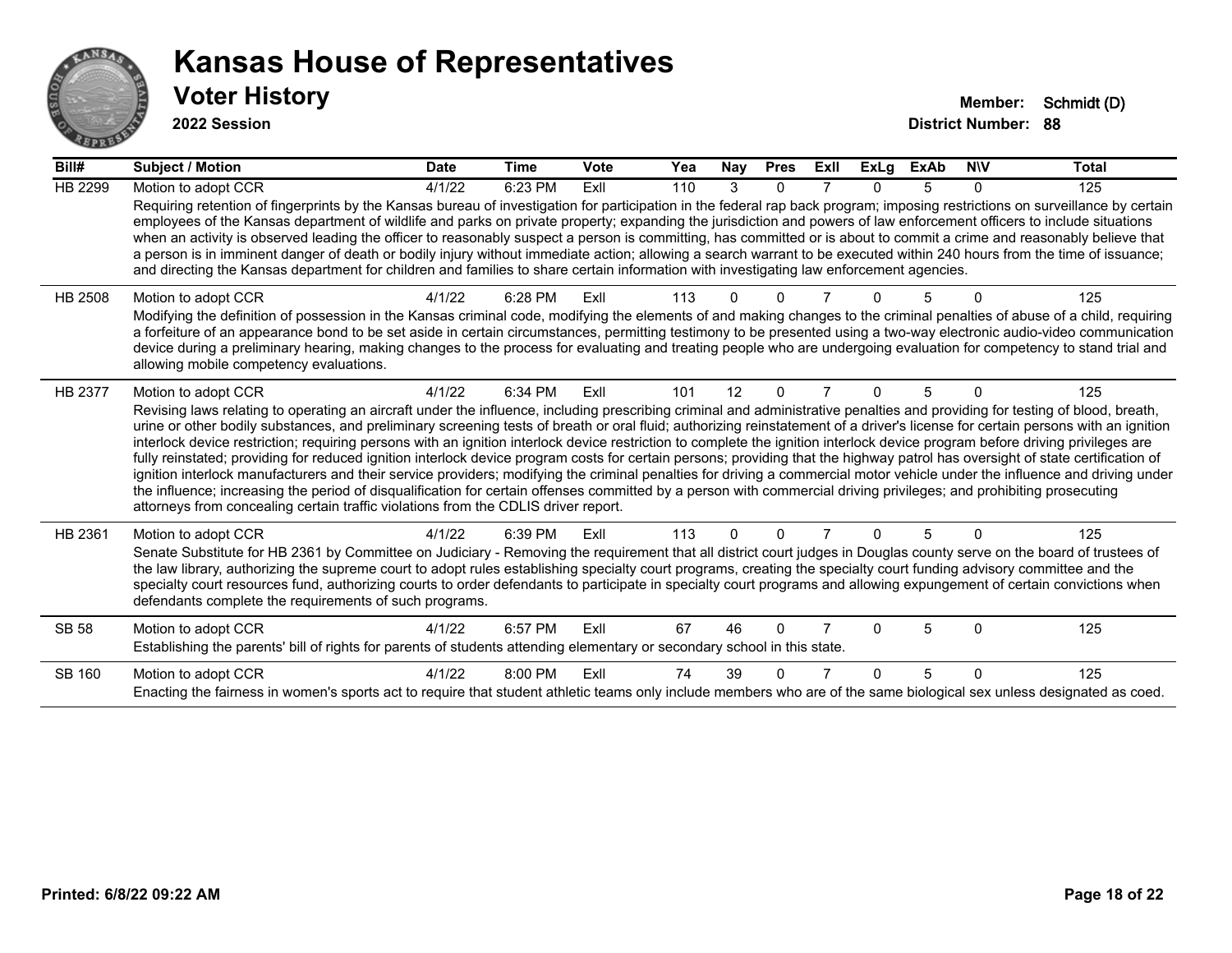# Kansas House of Representatives

## Voter History

**2022 Session**

**Member:** Schmidt (D)
**District Number:** 88

| Bill# | Subject / Motion | Date | Time | Vote | Yea | Nay | Pres | ExII | ExLg | ExAb | N\V | Total |
|---|---|---|---|---|---|---|---|---|---|---|---|---|
| HB 2299 | Motion to adopt CCR | 4/1/22 | 6:23 PM | ExII | 110 | 3 | 0 | 7 | 0 | 5 | 0 | 125 |
| | Requiring retention of fingerprints by the Kansas bureau of investigation for participation in the federal rap back program; imposing restrictions on surveillance by certain employees of the Kansas department of wildlife and parks on private property; expanding the jurisdiction and powers of law enforcement officers to include situations when an activity is observed leading the officer to reasonably suspect a person is committing, has committed or is about to commit a crime and reasonably believe that a person is in imminent danger of death or bodily injury without immediate action; allowing a search warrant to be executed within 240 hours from the time of issuance; and directing the Kansas department for children and families to share certain information with investigating law enforcement agencies. | | | | | | | | | | | |
| HB 2508 | Motion to adopt CCR | 4/1/22 | 6:28 PM | ExII | 113 | 0 | 0 | 7 | 0 | 5 | 0 | 125 |
| | Modifying the definition of possession in the Kansas criminal code, modifying the elements of and making changes to the criminal penalties of abuse of a child, requiring a forfeiture of an appearance bond to be set aside in certain circumstances, permitting testimony to be presented using a two-way electronic audio-video communication device during a preliminary hearing, making changes to the process for evaluating and treating people who are undergoing evaluation for competency to stand trial and allowing mobile competency evaluations. | | | | | | | | | | | |
| HB 2377 | Motion to adopt CCR | 4/1/22 | 6:34 PM | ExII | 101 | 12 | 0 | 7 | 0 | 5 | 0 | 125 |
| | Revising laws relating to operating an aircraft under the influence, including prescribing criminal and administrative penalties and providing for testing of blood, breath, urine or other bodily substances, and preliminary screening tests of breath or oral fluid; authorizing reinstatement of a driver's license for certain persons with an ignition interlock device restriction; requiring persons with an ignition interlock device restriction to complete the ignition interlock device program before driving privileges are fully reinstated; providing for reduced ignition interlock device program costs for certain persons; providing that the highway patrol has oversight of state certification of ignition interlock manufacturers and their service providers; modifying the criminal penalties for driving a commercial motor vehicle under the influence and driving under the influence; increasing the period of disqualification for certain offenses committed by a person with commercial driving privileges; and prohibiting prosecuting attorneys from concealing certain traffic violations from the CDLIS driver report. | | | | | | | | | | | |
| HB 2361 | Motion to adopt CCR | 4/1/22 | 6:39 PM | ExII | 113 | 0 | 0 | 7 | 0 | 5 | 0 | 125 |
| | Senate Substitute for HB 2361 by Committee on Judiciary - Removing the requirement that all district court judges in Douglas county serve on the board of trustees of the law library, authorizing the supreme court to adopt rules establishing specialty court programs, creating the specialty court funding advisory committee and the specialty court resources fund, authorizing courts to order defendants to participate in specialty court programs and allowing expungement of certain convictions when defendants complete the requirements of such programs. | | | | | | | | | | | |
| SB 58 | Motion to adopt CCR | 4/1/22 | 6:57 PM | ExII | 67 | 46 | 0 | 7 | 0 | 5 | 0 | 125 |
| | Establishing the parents' bill of rights for parents of students attending elementary or secondary school in this state. | | | | | | | | | | | |
| SB 160 | Motion to adopt CCR | 4/1/22 | 8:00 PM | ExII | 74 | 39 | 0 | 7 | 0 | 5 | 0 | 125 |
| | Enacting the fairness in women's sports act to require that student athletic teams only include members who are of the same biological sex unless designated as coed. | | | | | | | | | | | |

Printed: 6/8/22 09:22 AM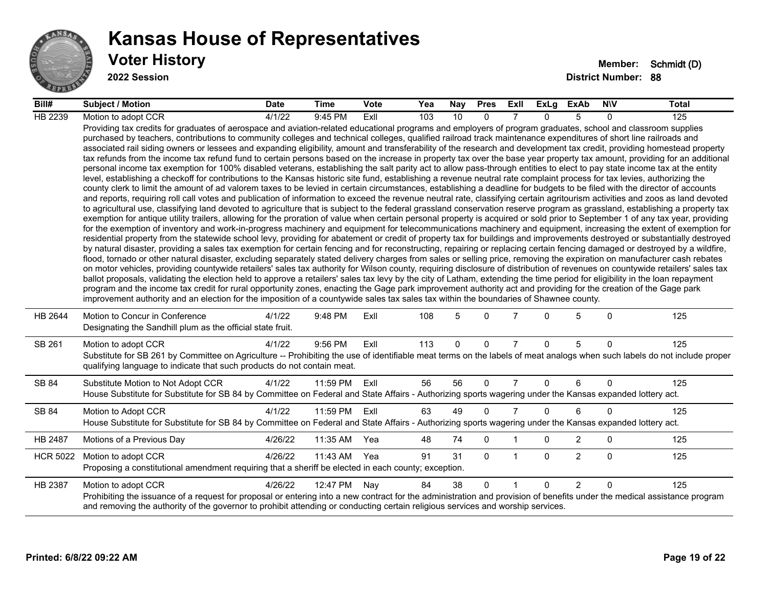# Kansas House of Representatives

## Voter History

**2022 Session**

**Member:** Schmidt (D)
**District Number:** 88

| Bill# | Subject / Motion | Date | Time | Vote | Yea | Nay | Pres | ExII | ExLg | ExAb | N\V | Total |
|---|---|---|---|---|---|---|---|---|---|---|---|---|
| HB 2239 | Motion to adopt CCR | 4/1/22 | 9:45 PM | ExII | 103 | 10 | 0 | 7 | 0 | 5 | 0 | 125 |
| | Providing tax credits for graduates of aerospace and aviation-related educational programs and employers of program graduates, school and classroom supplies purchased by teachers, contributions to community colleges and technical colleges, qualified railroad track maintenance expenditures of short line railroads and associated rail siding owners or lessees and expanding eligibility, amount and transferability of the research and development tax credit, providing homestead property tax refunds from the income tax refund fund to certain persons based on the increase in property tax over the base year property tax amount, providing for an additional personal income tax exemption for 100% disabled veterans, establishing the salt parity act to allow pass-through entities to elect to pay state income tax at the entity level, establishing a checkoff for contributions to the Kansas historic site fund, establishing a revenue neutral rate complaint process for tax levies, authorizing the county clerk to limit the amount of ad valorem taxes to be levied in certain circumstances, establishing a deadline for budgets to be filed with the director of accounts and reports, requiring roll call votes and publication of information to exceed the revenue neutral rate, classifying certain agritourism activities and zoos as land devoted to agricultural use, classifying land devoted to agriculture that is subject to the federal grassland conservation reserve program as grassland, establishing a property tax exemption for antique utility trailers, allowing for the proration of value when certain personal property is acquired or sold prior to September 1 of any tax year, providing for the exemption of inventory and work-in-progress machinery and equipment for telecommunications machinery and equipment, increasing the extent of exemption for residential property from the statewide school levy, providing for abatement or credit of property tax for buildings and improvements destroyed or substantially destroyed by natural disaster, providing a sales tax exemption for certain fencing and for reconstructing, repairing or replacing certain fencing damaged or destroyed by a wildfire, flood, tornado or other natural disaster, excluding separately stated delivery charges from sales or selling price, removing the expiration on manufacturer cash rebates on motor vehicles, providing countywide retailers' sales tax authority for Wilson county, requiring disclosure of distribution of revenues on countywide retailers' sales tax ballot proposals, validating the election held to approve a retailers' sales tax levy by the city of Latham, extending the time period for eligibility in the loan repayment program and the income tax credit for rural opportunity zones, enacting the Gage park improvement authority act and providing for the creation of the Gage park improvement authority and an election for the imposition of a countywide sales tax sales tax within the boundaries of Shawnee county. | | | | | | | | | | | |
| HB 2644 | Motion to Concur in Conference | 4/1/22 | 9:48 PM | ExII | 108 | 5 | 0 | 7 | 0 | 5 | 0 | 125 |
| | Designating the Sandhill plum as the official state fruit. | | | | | | | | | | | |
| SB 261 | Motion to adopt CCR | 4/1/22 | 9:56 PM | ExII | 113 | 0 | 0 | 7 | 0 | 5 | 0 | 125 |
| | Substitute for SB 261 by Committee on Agriculture -- Prohibiting the use of identifiable meat terms on the labels of meat analogs when such labels do not include proper qualifying language to indicate that such products do not contain meat. | | | | | | | | | | | |
| SB 84 | Substitute Motion to Not Adopt CCR | 4/1/22 | 11:59 PM | ExII | 56 | 56 | 0 | 7 | 0 | 6 | 0 | 125 |
| | House Substitute for Substitute for SB 84 by Committee on Federal and State Affairs - Authorizing sports wagering under the Kansas expanded lottery act. | | | | | | | | | | | |
| SB 84 | Motion to Adopt CCR | 4/1/22 | 11:59 PM | ExII | 63 | 49 | 0 | 7 | 0 | 6 | 0 | 125 |
| | House Substitute for Substitute for SB 84 by Committee on Federal and State Affairs - Authorizing sports wagering under the Kansas expanded lottery act. | | | | | | | | | | | |
| HB 2487 | Motions of a Previous Day | 4/26/22 | 11:35 AM | Yea | 48 | 74 | 0 | 1 | 0 | 2 | 0 | 125 |
| HCR 5022 | Motion to adopt CCR | 4/26/22 | 11:43 AM | Yea | 91 | 31 | 0 | 1 | 0 | 2 | 0 | 125 |
| | Proposing a constitutional amendment requiring that a sheriff be elected in each county; exception. | | | | | | | | | | | |
| HB 2387 | Motion to adopt CCR | 4/26/22 | 12:47 PM | Nay | 84 | 38 | 0 | 1 | 0 | 2 | 0 | 125 |
| | Prohibiting the issuance of a request for proposal or entering into a new contract for the administration and provision of benefits under the medical assistance program and removing the authority of the governor to prohibit attending or conducting certain religious services and worship services. | | | | | | | | | | | |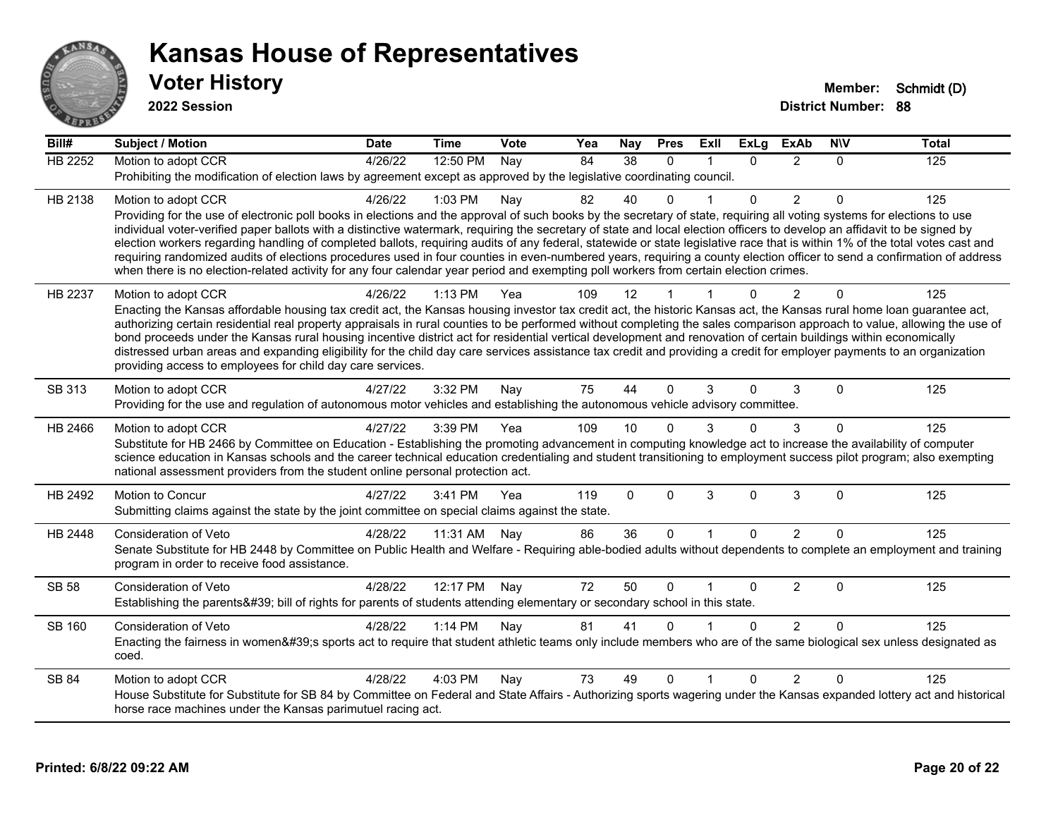# Kansas House of Representatives

## Voter History

**2022 Session**

**Member:** Schmidt (D)
**District Number:** 88

| Bill# | Subject / Motion | Date | Time | Vote | Yea | Nay | Pres | ExII | ExLg | ExAb | N\V | Total |
|---|---|---|---|---|---|---|---|---|---|---|---|---|
| HB 2252 | Motion to adopt CCR | 4/26/22 | 12:50 PM | Nay | 84 | 38 | 0 | 1 | 0 | 2 | 0 | 125 |
| | Prohibiting the modification of election laws by agreement except as approved by the legislative coordinating council. | | | | | | | | | | | |
| HB 2138 | Motion to adopt CCR | 4/26/22 | 1:03 PM | Nay | 82 | 40 | 0 | 1 | 0 | 2 | 0 | 125 |
| | Providing for the use of electronic poll books in elections and the approval of such books by the secretary of state, requiring all voting systems for elections to use individual voter-verified paper ballots with a distinctive watermark, requiring the secretary of state and local election officers to develop an affidavit to be signed by election workers regarding handling of completed ballots, requiring audits of any federal, statewide or state legislative race that is within 1% of the total votes cast and requiring randomized audits of elections procedures used in four counties in even-numbered years, requiring a county election officer to send a confirmation of address when there is no election-related activity for any four calendar year period and exempting poll workers from certain election crimes. | | | | | | | | | | | |
| HB 2237 | Motion to adopt CCR | 4/26/22 | 1:13 PM | Yea | 109 | 12 | 1 | 1 | 0 | 2 | 0 | 125 |
| | Enacting the Kansas affordable housing tax credit act, the Kansas housing investor tax credit act, the historic Kansas act, the Kansas rural home loan guarantee act, authorizing certain residential real property appraisals in rural counties to be performed without completing the sales comparison approach to value, allowing the use of bond proceeds under the Kansas rural housing incentive district act for residential vertical development and renovation of certain buildings within economically distressed urban areas and expanding eligibility for the child day care services assistance tax credit and providing a credit for employer payments to an organization providing access to employees for child day care services. | | | | | | | | | | | |
| SB 313 | Motion to adopt CCR | 4/27/22 | 3:32 PM | Nay | 75 | 44 | 0 | 3 | 0 | 3 | 0 | 125 |
| | Providing for the use and regulation of autonomous motor vehicles and establishing the autonomous vehicle advisory committee. | | | | | | | | | | | |
| HB 2466 | Motion to adopt CCR | 4/27/22 | 3:39 PM | Yea | 109 | 10 | 0 | 3 | 0 | 3 | 0 | 125 |
| | Substitute for HB 2466 by Committee on Education - Establishing the promoting advancement in computing knowledge act to increase the availability of computer science education in Kansas schools and the career technical education credentialing and student transitioning to employment success pilot program; also exempting national assessment providers from the student online personal protection act. | | | | | | | | | | | |
| HB 2492 | Motion to Concur | 4/27/22 | 3:41 PM | Yea | 119 | 0 | 0 | 3 | 0 | 3 | 0 | 125 |
| | Submitting claims against the state by the joint committee on special claims against the state. | | | | | | | | | | | |
| HB 2448 | Consideration of Veto | 4/28/22 | 11:31 AM | Nay | 86 | 36 | 0 | 1 | 0 | 2 | 0 | 125 |
| | Senate Substitute for HB 2448 by Committee on Public Health and Welfare - Requiring able-bodied adults without dependents to complete an employment and training program in order to receive food assistance. | | | | | | | | | | | |
| SB 58 | Consideration of Veto | 4/28/22 | 12:17 PM | Nay | 72 | 50 | 0 | 1 | 0 | 2 | 0 | 125 |
| | Establishing the parents&#39; bill of rights for parents of students attending elementary or secondary school in this state. | | | | | | | | | | | |
| SB 160 | Consideration of Veto | 4/28/22 | 1:14 PM | Nay | 81 | 41 | 0 | 1 | 0 | 2 | 0 | 125 |
| | Enacting the fairness in women&#39;s sports act to require that student athletic teams only include members who are of the same biological sex unless designated as coed. | | | | | | | | | | | |
| SB 84 | Motion to adopt CCR | 4/28/22 | 4:03 PM | Nay | 73 | 49 | 0 | 1 | 0 | 2 | 0 | 125 |
| | House Substitute for Substitute for SB 84 by Committee on Federal and State Affairs - Authorizing sports wagering under the Kansas expanded lottery act and historical horse race machines under the Kansas parimutuel racing act. | | | | | | | | | | | |

Printed: 6/8/22 09:22 AM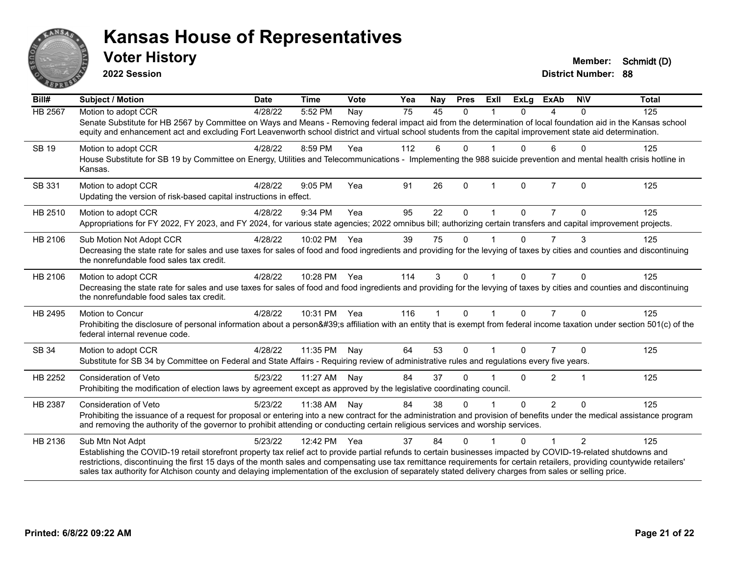# Kansas House of Representatives

## Voter History

**2022 Session**

**Member:** Schmidt (D)
**District Number:** 88

| Bill# | Subject / Motion | Date | Time | Vote | Yea | Nay | Pres | ExII | ExLg | ExAb | N\V | Total |
|---|---|---|---|---|---|---|---|---|---|---|---|---|
| HB 2567 | Motion to adopt CCR | 4/28/22 | 5:52 PM | Nay | 75 | 45 | 0 | 1 | 0 | 4 | 0 | 125 |
| | Senate Substitute for HB 2567 by Committee on Ways and Means - Removing federal impact aid from the determination of local foundation aid in the Kansas school equity and enhancement act and excluding Fort Leavenworth school district and virtual school students from the capital improvement state aid determination. | | | | | | | | | | | |
| SB 19 | Motion to adopt CCR | 4/28/22 | 8:59 PM | Yea | 112 | 6 | 0 | 1 | 0 | 6 | 0 | 125 |
| | House Substitute for SB 19 by Committee on Energy, Utilities and Telecommunications - Implementing the 988 suicide prevention and mental health crisis hotline in Kansas. | | | | | | | | | | | |
| SB 331 | Motion to adopt CCR | 4/28/22 | 9:05 PM | Yea | 91 | 26 | 0 | 1 | 0 | 7 | 0 | 125 |
| | Updating the version of risk-based capital instructions in effect. | | | | | | | | | | | |
| HB 2510 | Motion to adopt CCR | 4/28/22 | 9:34 PM | Yea | 95 | 22 | 0 | 1 | 0 | 7 | 0 | 125 |
| | Appropriations for FY 2022, FY 2023, and FY 2024, for various state agencies; 2022 omnibus bill; authorizing certain transfers and capital improvement projects. | | | | | | | | | | | |
| HB 2106 | Sub Motion Not Adopt CCR | 4/28/22 | 10:02 PM | Yea | 39 | 75 | 0 | 1 | 0 | 7 | 3 | 125 |
| | Decreasing the state rate for sales and use taxes for sales of food and food ingredients and providing for the levying of taxes by cities and counties and discontinuing the nonrefundable food sales tax credit. | | | | | | | | | | | |
| HB 2106 | Motion to adopt CCR | 4/28/22 | 10:28 PM | Yea | 114 | 3 | 0 | 1 | 0 | 7 | 0 | 125 |
| | Decreasing the state rate for sales and use taxes for sales of food and food ingredients and providing for the levying of taxes by cities and counties and discontinuing the nonrefundable food sales tax credit. | | | | | | | | | | | |
| HB 2495 | Motion to Concur | 4/28/22 | 10:31 PM | Yea | 116 | 1 | 0 | 1 | 0 | 7 | 0 | 125 |
| | Prohibiting the disclosure of personal information about a person&#39;s affiliation with an entity that is exempt from federal income taxation under section 501(c) of the federal internal revenue code. | | | | | | | | | | | |
| SB 34 | Motion to adopt CCR | 4/28/22 | 11:35 PM | Nay | 64 | 53 | 0 | 1 | 0 | 7 | 0 | 125 |
| | Substitute for SB 34 by Committee on Federal and State Affairs - Requiring review of administrative rules and regulations every five years. | | | | | | | | | | | |
| HB 2252 | Consideration of Veto | 5/23/22 | 11:27 AM | Nay | 84 | 37 | 0 | 1 | 0 | 2 | 1 | 125 |
| | Prohibiting the modification of election laws by agreement except as approved by the legislative coordinating council. | | | | | | | | | | | |
| HB 2387 | Consideration of Veto | 5/23/22 | 11:38 AM | Nay | 84 | 38 | 0 | 1 | 0 | 2 | 0 | 125 |
| | Prohibiting the issuance of a request for proposal or entering into a new contract for the administration and provision of benefits under the medical assistance program and removing the authority of the governor to prohibit attending or conducting certain religious services and worship services. | | | | | | | | | | | |
| HB 2136 | Sub Mtn Not Adpt | 5/23/22 | 12:42 PM | Yea | 37 | 84 | 0 | 1 | 0 | 1 | 2 | 125 |
| | Establishing the COVID-19 retail storefront property tax relief act to provide partial refunds to certain businesses impacted by COVID-19-related shutdowns and restrictions, discontinuing the first 15 days of the month sales and compensating use tax remittance requirements for certain retailers, providing countywide retailers' sales tax authority for Atchison county and delaying implementation of the exclusion of separately stated delivery charges from sales or selling price. | | | | | | | | | | | |

**Printed: 6/8/22 09:22 AM**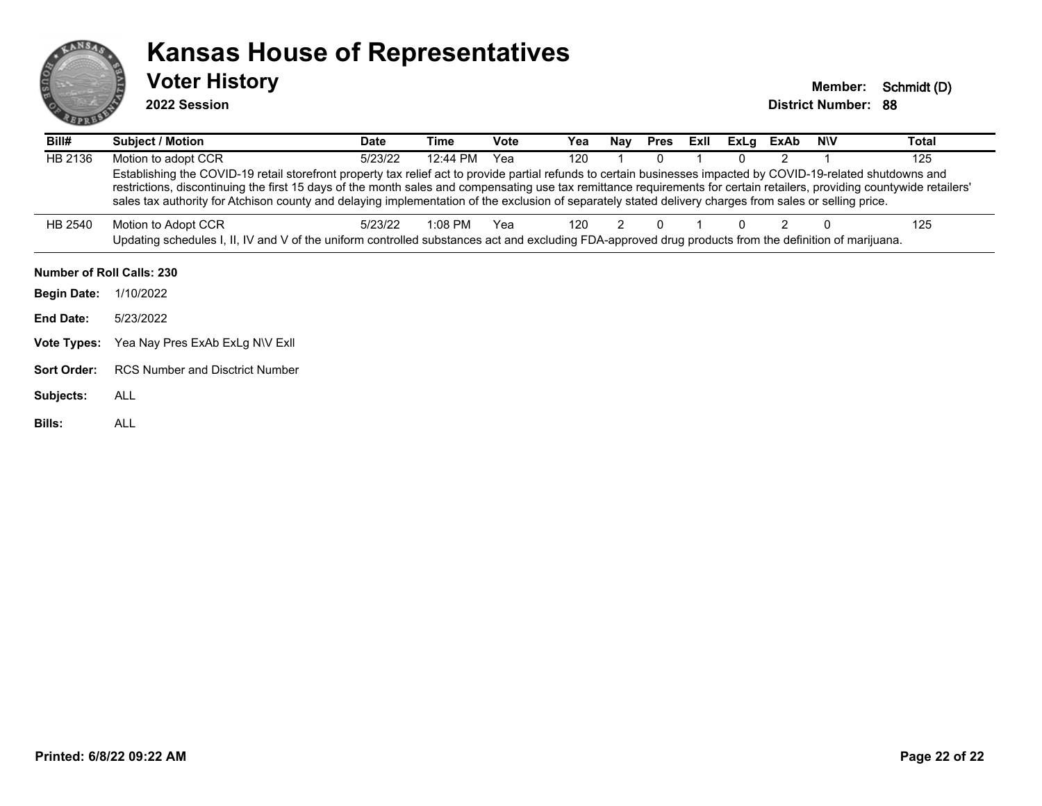# Kansas House of Representatives

## Voter History

**2022 Session**

**Member:** Schmidt (D)
**District Number:** 88

| Bill# | Subject / Motion | Date | Time | Vote | Yea | Nay | Pres | ExII | ExLg | ExAb | N\V | Total |
|---|---|---|---|---|---|---|---|---|---|---|---|---|
| HB 2136 | Motion to adopt CCR | 5/23/22 | 12:44 PM | Yea | 120 | 1 | 0 | 1 | 0 | 2 | 1 | 125 |
| | Establishing the COVID-19 retail storefront property tax relief act to provide partial refunds to certain businesses impacted by COVID-19-related shutdowns and restrictions, discontinuing the first 15 days of the month sales and compensating use tax remittance requirements for certain retailers, providing countywide retailers' sales tax authority for Atchison county and delaying implementation of the exclusion of separately stated delivery charges from sales or selling price. | | | | | | | | | | | |
| HB 2540 | Motion to Adopt CCR | 5/23/22 | 1:08 PM | Yea | 120 | 2 | 0 | 1 | 0 | 2 | 0 | 125 |
| | Updating schedules I, II, IV and V of the uniform controlled substances act and excluding FDA-approved drug products from the definition of marijuana. | | | | | | | | | | | |

**Number of Roll Calls: 230**

**Begin Date:** 1/10/2022

**End Date:** 5/23/2022

**Vote Types:** Yea Nay Pres ExAb ExLg N\V ExII

**Sort Order:** RCS Number and Disctrict Number

**Subjects:** ALL

**Bills:** ALL

**Printed: 6/8/22 09:22 AM**